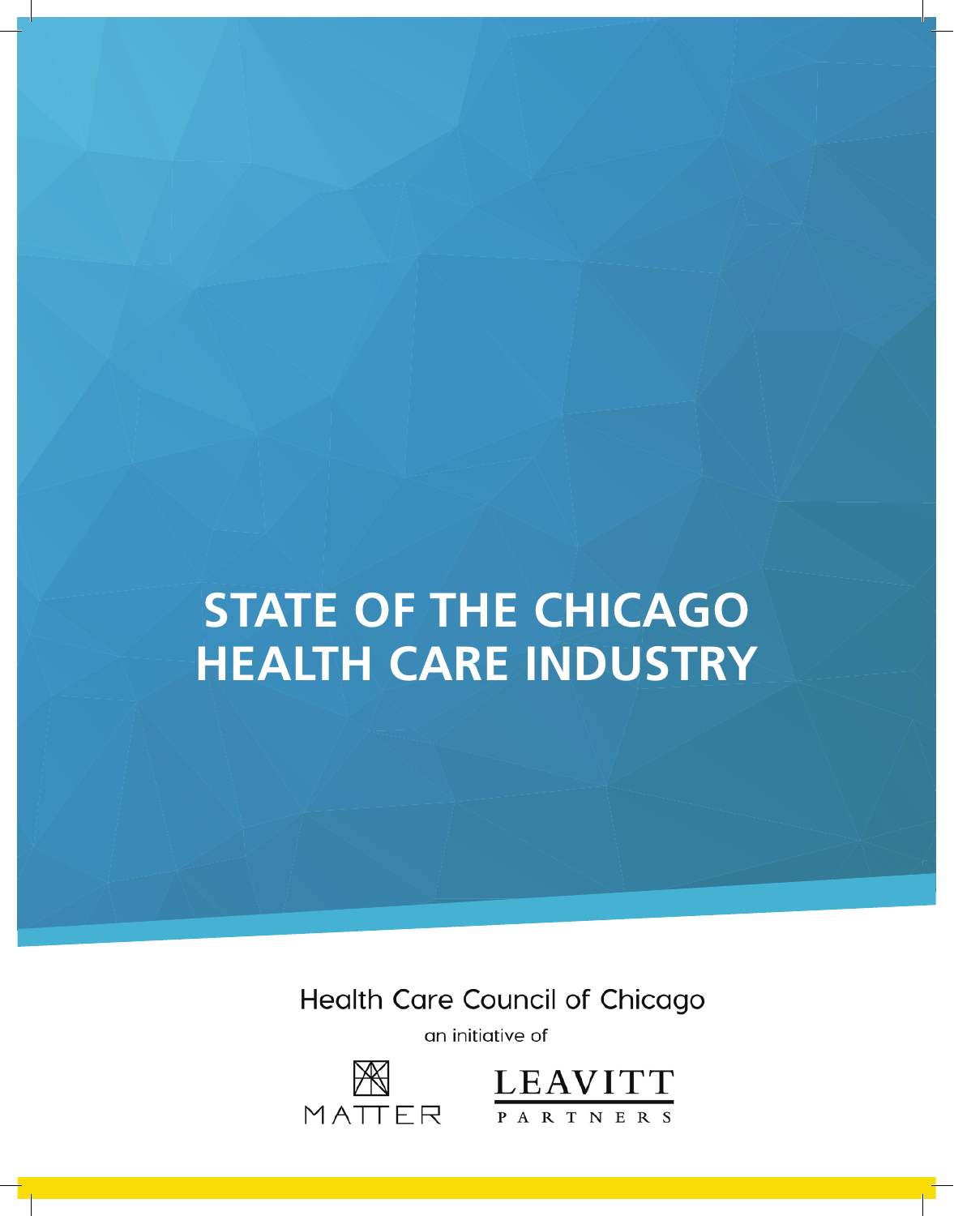# STATE OF THE CHICAGO HEALTH CARE INDUSTRY

Health Care Council of Chicago

an initiative of

MATTER

LEAVITT PARTNERS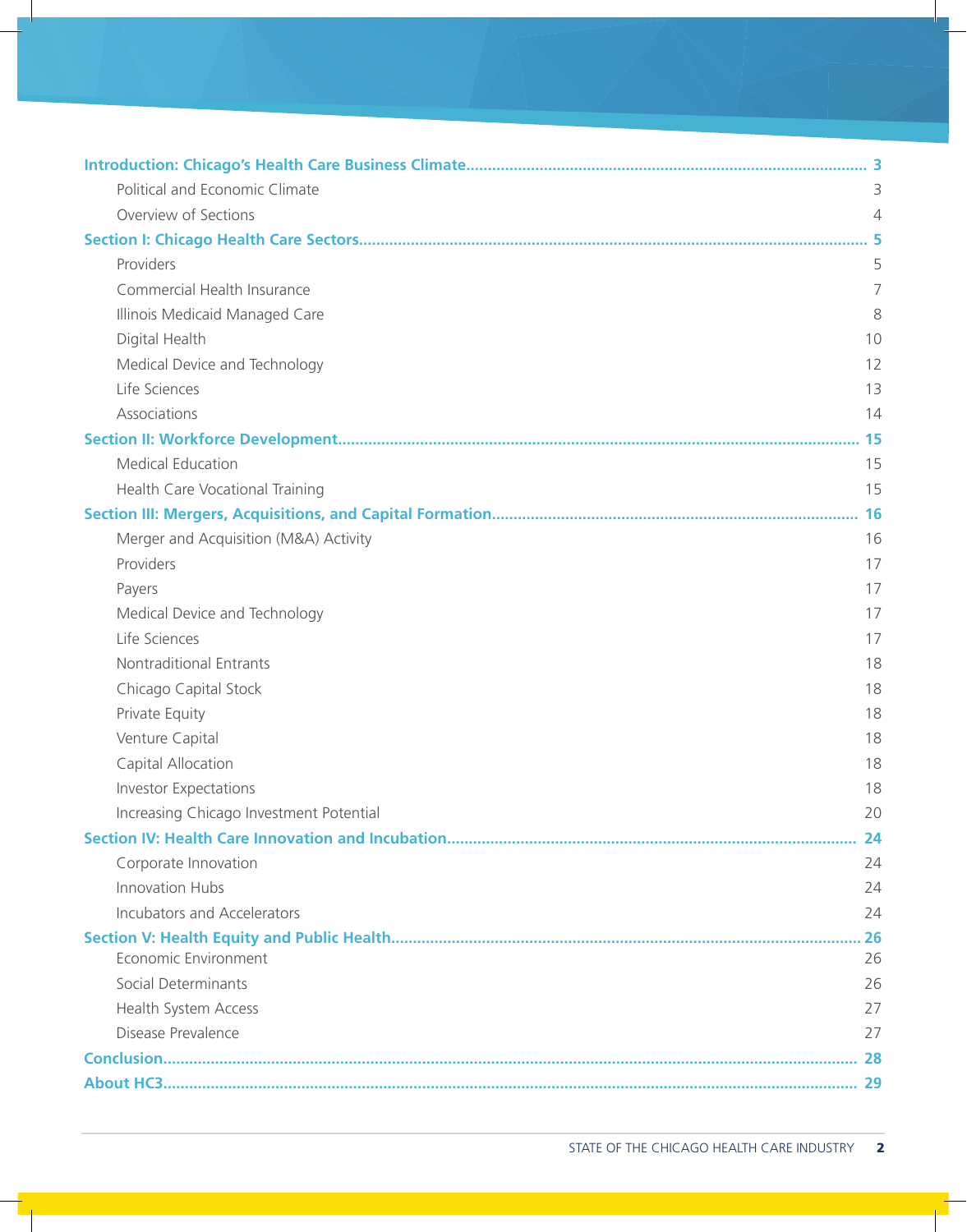| | |
|---|---|
| **Introduction: Chicago's Health Care Business Climate** | **3** |
| Political and Economic Climate | 3 |
| Overview of Sections | 4 |
| **Section I: Chicago Health Care Sectors** | **5** |
| Providers | 5 |
| Commercial Health Insurance | 7 |
| Illinois Medicaid Managed Care | 8 |
| Digital Health | 10 |
| Medical Device and Technology | 12 |
| Life Sciences | 13 |
| Associations | 14 |
| **Section II: Workforce Development** | **15** |
| Medical Education | 15 |
| Health Care Vocational Training | 15 |
| **Section III: Mergers, Acquisitions, and Capital Formation** | **16** |
| Merger and Acquisition (M&A) Activity | 16 |
| Providers | 17 |
| Payers | 17 |
| Medical Device and Technology | 17 |
| Life Sciences | 17 |
| Nontraditional Entrants | 18 |
| Chicago Capital Stock | 18 |
| Private Equity | 18 |
| Venture Capital | 18 |
| Capital Allocation | 18 |
| Investor Expectations | 18 |
| Increasing Chicago Investment Potential | 20 |
| **Section IV: Health Care Innovation and Incubation** | **24** |
| Corporate Innovation | 24 |
| Innovation Hubs | 24 |
| Incubators and Accelerators | 24 |
| **Section V: Health Equity and Public Health** | **26** |
| Economic Environment | 26 |
| Social Determinants | 26 |
| Health System Access | 27 |
| Disease Prevalence | 27 |
| **Conclusion** | **28** |
| **About HC3** | **29** |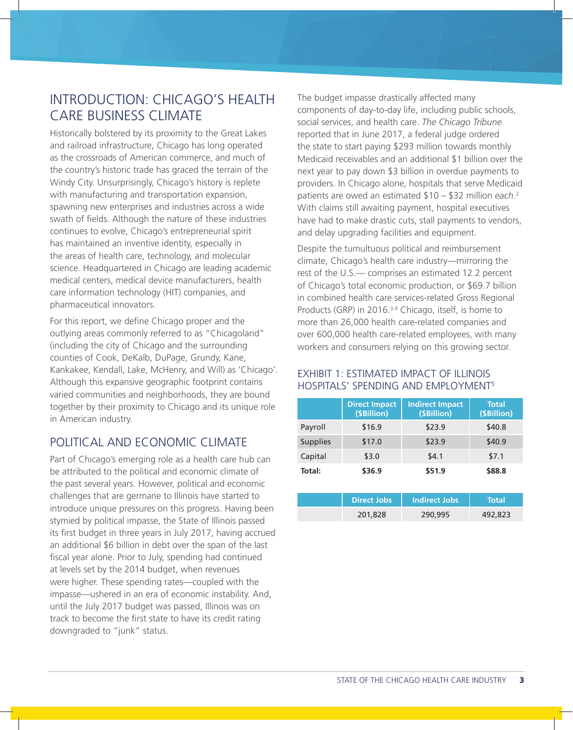## INTRODUCTION: CHICAGO'S HEALTH CARE BUSINESS CLIMATE

Historically bolstered by its proximity to the Great Lakes and railroad infrastructure, Chicago has long operated as the crossroads of American commerce, and much of the country's historic trade has graced the terrain of the Windy City. Unsurprisingly, Chicago's history is replete with manufacturing and transportation expansion, spawning new enterprises and industries across a wide swath of fields. Although the nature of these industries continues to evolve, Chicago's entrepreneurial spirit has maintained an inventive identity, especially in the areas of health care, technology, and molecular science. Headquartered in Chicago are leading academic medical centers, medical device manufacturers, health care information technology (HIT) companies, and pharmaceutical innovators.

For this report, we define Chicago proper and the outlying areas commonly referred to as "Chicagoland" (including the city of Chicago and the surrounding counties of Cook, DeKalb, DuPage, Grundy, Kane, Kankakee, Kendall, Lake, McHenry, and Will) as 'Chicago'. Although this expansive geographic footprint contains varied communities and neighborhoods, they are bound together by their proximity to Chicago and its unique role in American industry.

## POLITICAL AND ECONOMIC CLIMATE

Part of Chicago's emerging role as a health care hub can be attributed to the political and economic climate of the past several years. However, political and economic challenges that are germane to Illinois have started to introduce unique pressures on this progress. Having been stymied by political impasse, the State of Illinois passed its first budget in three years in July 2017, having accrued an additional $6 billion in debt over the span of the last fiscal year alone. Prior to July, spending had continued at levels set by the 2014 budget, when revenues were higher. These spending rates—coupled with the impasse—ushered in an era of economic instability. And, until the July 2017 budget was passed, Illinois was on track to become the first state to have its credit rating downgraded to "junk" status.

The budget impasse drastically affected many components of day-to-day life, including public schools, social services, and health care. *The Chicago Tribune* reported that in June 2017, a federal judge ordered the state to start paying $293 million towards monthly Medicaid receivables and an additional $1 billion over the next year to pay down $3 billion in overdue payments to providers. In Chicago alone, hospitals that serve Medicaid patients are owed an estimated $10 – $32 million *each*.[2] With claims still awaiting payment, hospital executives have had to make drastic cuts, stall payments to vendors, and delay upgrading facilities and equipment.

Despite the tumultuous political and reimbursement climate, Chicago's health care industry—mirroring the rest of the U.S.— comprises an estimated 12.2 percent of Chicago's total economic production, or $69.7 billion in combined health care services-related Gross Regional Products (GRP) in 2016.[3,4] Chicago, itself, is home to more than 26,000 health care-related companies and over 600,000 health care-related employees, with many workers and consumers relying on this growing sector.

### EXHIBIT 1: ESTIMATED IMPACT OF ILLINOIS HOSPITALS' SPENDING AND EMPLOYMENT[5]

| | Direct Impact ($Billion) | Indirect Impact ($Billion) | Total ($Billion) |
|---|---|---|---|
| Payroll | $16.9 | $23.9 | $40.8 |
| Supplies | $17.0 | $23.9 | $40.9 |
| Capital | $3.0 | $4.1 | $7.1 |
| **Total:** | **$36.9** | **$51.9** | **$88.8** |

| | Direct Jobs | Indirect Jobs | Total |
|---|---|---|---|
| | 201,828 | 290,995 | 492,823 |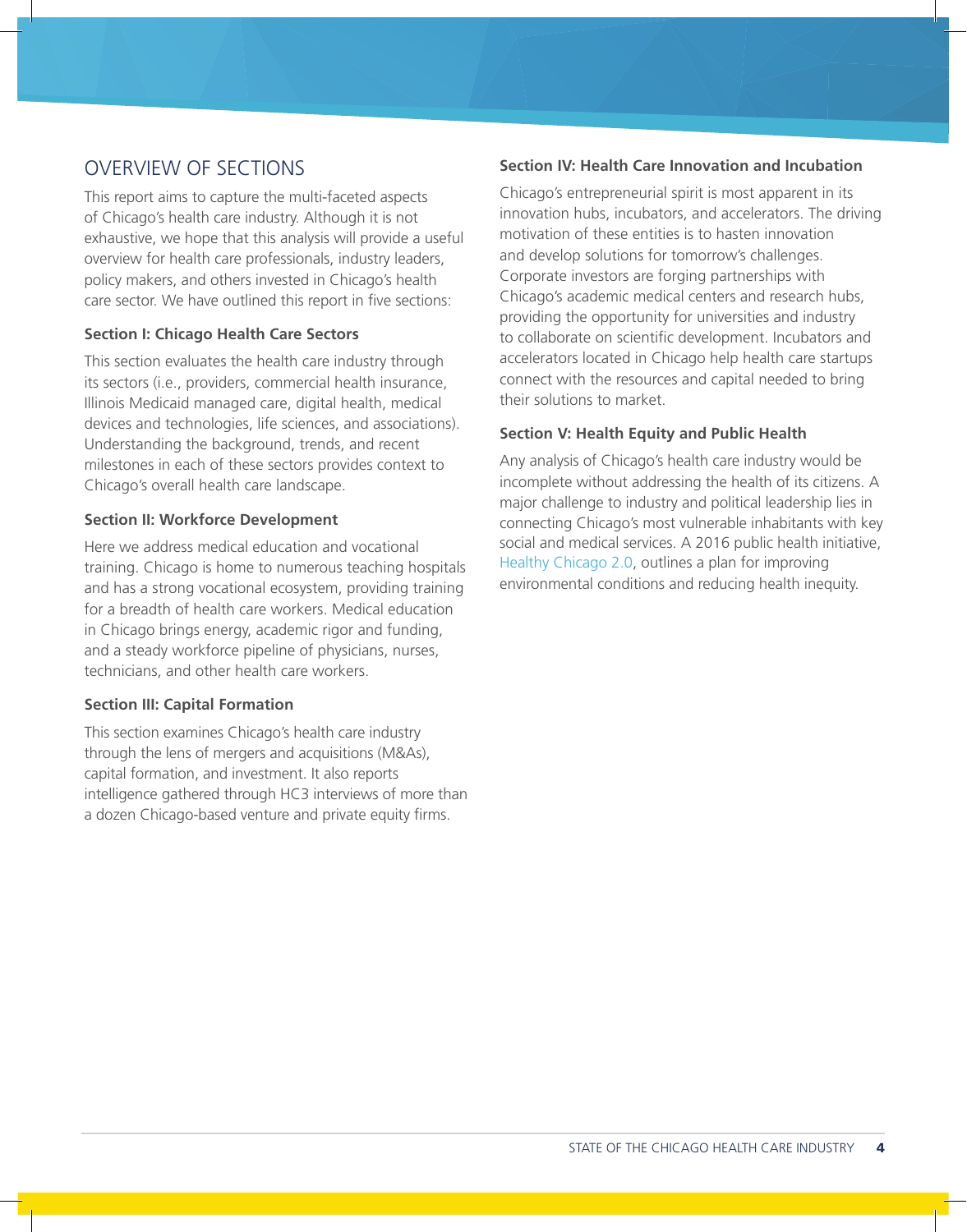## OVERVIEW OF SECTIONS

This report aims to capture the multi-faceted aspects of Chicago's health care industry. Although it is not exhaustive, we hope that this analysis will provide a useful overview for health care professionals, industry leaders, policy makers, and others invested in Chicago's health care sector. We have outlined this report in five sections:

### Section I: Chicago Health Care Sectors

This section evaluates the health care industry through its sectors (i.e., providers, commercial health insurance, Illinois Medicaid managed care, digital health, medical devices and technologies, life sciences, and associations). Understanding the background, trends, and recent milestones in each of these sectors provides context to Chicago's overall health care landscape.

### Section II: Workforce Development

Here we address medical education and vocational training. Chicago is home to numerous teaching hospitals and has a strong vocational ecosystem, providing training for a breadth of health care workers. Medical education in Chicago brings energy, academic rigor and funding, and a steady workforce pipeline of physicians, nurses, technicians, and other health care workers.

### Section III: Capital Formation

This section examines Chicago's health care industry through the lens of mergers and acquisitions (M&As), capital formation, and investment. It also reports intelligence gathered through HC3 interviews of more than a dozen Chicago-based venture and private equity firms.

### Section IV: Health Care Innovation and Incubation

Chicago's entrepreneurial spirit is most apparent in its innovation hubs, incubators, and accelerators. The driving motivation of these entities is to hasten innovation and develop solutions for tomorrow's challenges. Corporate investors are forging partnerships with Chicago's academic medical centers and research hubs, providing the opportunity for universities and industry to collaborate on scientific development. Incubators and accelerators located in Chicago help health care startups connect with the resources and capital needed to bring their solutions to market.

### Section V: Health Equity and Public Health

Any analysis of Chicago's health care industry would be incomplete without addressing the health of its citizens. A major challenge to industry and political leadership lies in connecting Chicago's most vulnerable inhabitants with key social and medical services. A 2016 public health initiative, Healthy Chicago 2.0, outlines a plan for improving environmental conditions and reducing health inequity.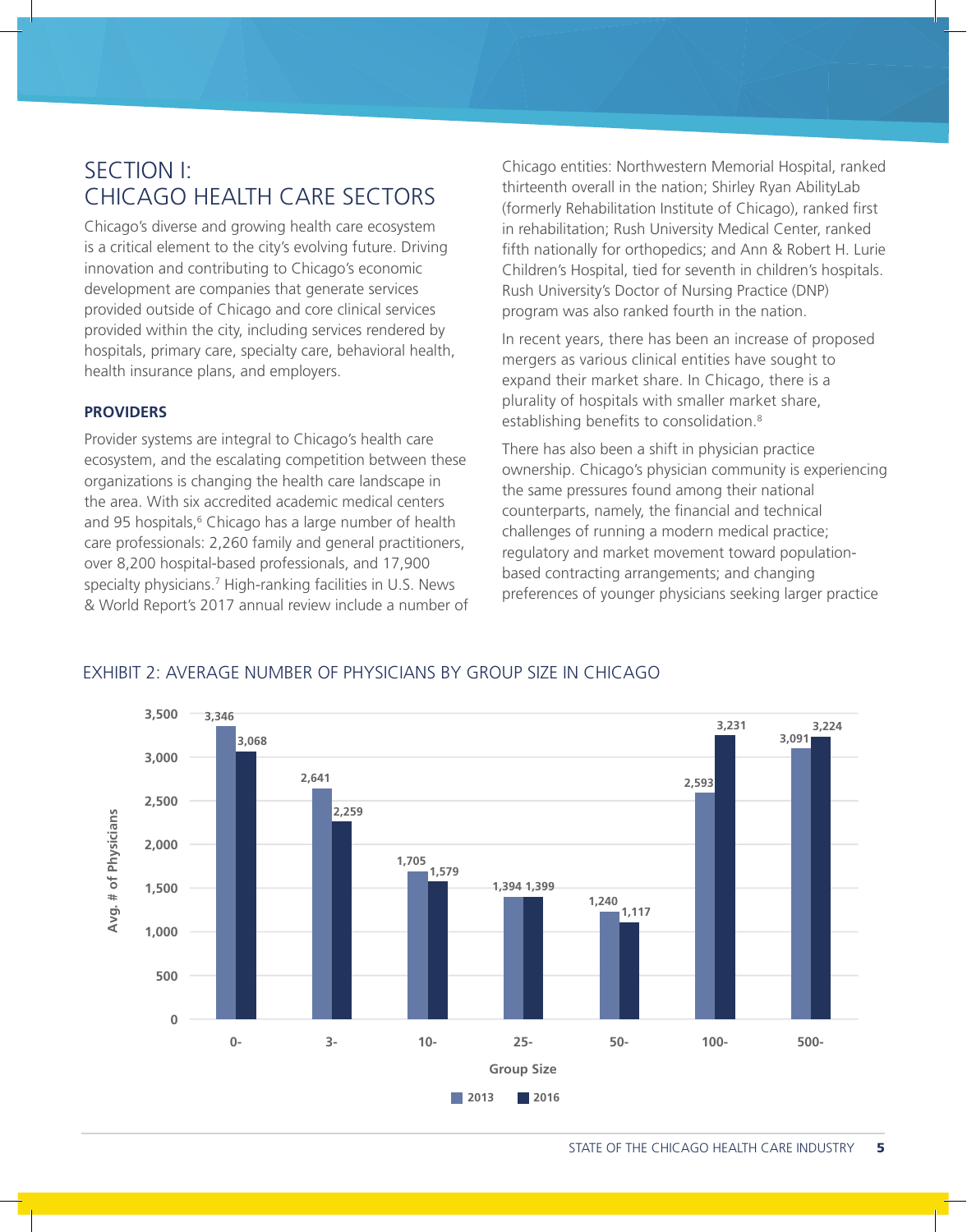# SECTION I: CHICAGO HEALTH CARE SECTORS

Chicago's diverse and growing health care ecosystem is a critical element to the city's evolving future. Driving innovation and contributing to Chicago's economic development are companies that generate services provided outside of Chicago and core clinical services provided within the city, including services rendered by hospitals, primary care, specialty care, behavioral health, health insurance plans, and employers.

## PROVIDERS

Provider systems are integral to Chicago's health care ecosystem, and the escalating competition between these organizations is changing the health care landscape in the area. With six accredited academic medical centers and 95 hospitals,[6] Chicago has a large number of health care professionals: 2,260 family and general practitioners, over 8,200 hospital-based professionals, and 17,900 specialty physicians.[7] High-ranking facilities in U.S. News & World Report's 2017 annual review include a number of Chicago entities: Northwestern Memorial Hospital, ranked thirteenth overall in the nation; Shirley Ryan AbilityLab (formerly Rehabilitation Institute of Chicago), ranked first in rehabilitation; Rush University Medical Center, ranked fifth nationally for orthopedics; and Ann & Robert H. Lurie Children's Hospital, tied for seventh in children's hospitals. Rush University's Doctor of Nursing Practice (DNP) program was also ranked fourth in the nation.

In recent years, there has been an increase of proposed mergers as various clinical entities have sought to expand their market share. In Chicago, there is a plurality of hospitals with smaller market share, establishing benefits to consolidation.[8]

There has also been a shift in physician practice ownership. Chicago's physician community is experiencing the same pressures found among their national counterparts, namely, the financial and technical challenges of running a modern medical practice; regulatory and market movement toward population-based contracting arrangements; and changing preferences of younger physicians seeking larger practice

### EXHIBIT 2: AVERAGE NUMBER OF PHYSICIANS BY GROUP SIZE IN CHICAGO

| Group Size | 2013 | 2016 |
|---|---|---|
| 0- | 3,346 | 3,068 |
| 3- | 2,641 | 2,259 |
| 10- | 1,705 | 1,579 |
| 25- | 1,394 | 1,399 |
| 50- | 1,240 | 1,117 |
| 100- | 2,593 | 3,231 |
| 500- | 3,091 | 3,224 |

Avg. # of Physicians by Group Size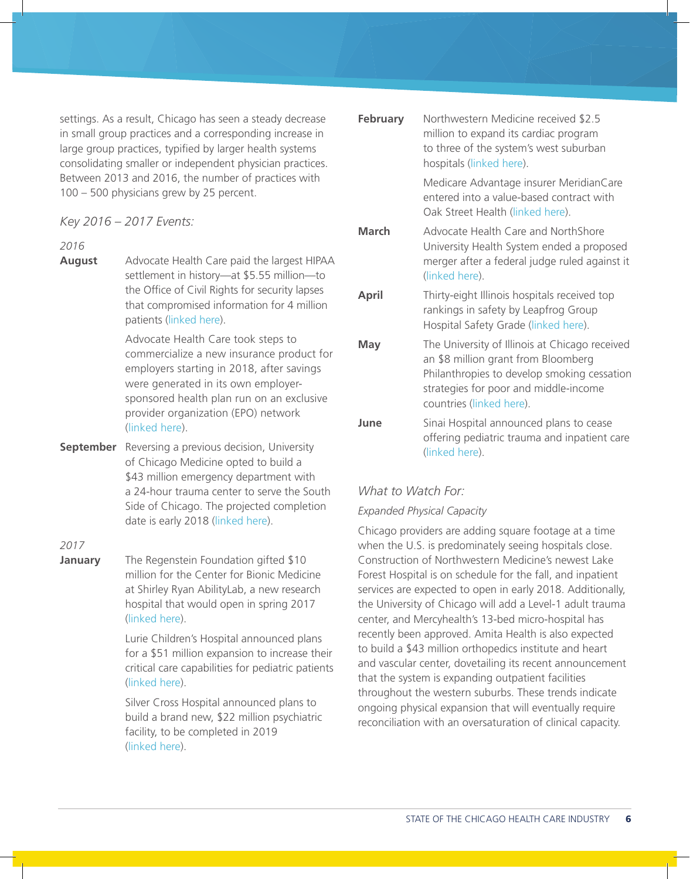settings. As a result, Chicago has seen a steady decrease in small group practices and a corresponding increase in large group practices, typified by larger health systems consolidating smaller or independent physician practices. Between 2013 and 2016, the number of practices with 100 – 500 physicians grew by 25 percent.

### *Key 2016 – 2017 Events:*

*2016*

**August** Advocate Health Care paid the largest HIPAA settlement in history—at $5.55 million—to the Office of Civil Rights for security lapses that compromised information for 4 million patients (linked here).

Advocate Health Care took steps to commercialize a new insurance product for employers starting in 2018, after savings were generated in its own employer-sponsored health plan run on an exclusive provider organization (EPO) network (linked here).

**September** Reversing a previous decision, University of Chicago Medicine opted to build a $43 million emergency department with a 24-hour trauma center to serve the South Side of Chicago. The projected completion date is early 2018 (linked here).

*2017*

**January** The Regenstein Foundation gifted $10 million for the Center for Bionic Medicine at Shirley Ryan AbilityLab, a new research hospital that would open in spring 2017 (linked here).

Lurie Children's Hospital announced plans for a $51 million expansion to increase their critical care capabilities for pediatric patients (linked here).

Silver Cross Hospital announced plans to build a brand new, $22 million psychiatric facility, to be completed in 2019 (linked here).

**February** Northwestern Medicine received $2.5 million to expand its cardiac program to three of the system's west suburban hospitals (linked here).

Medicare Advantage insurer MeridianCare entered into a value-based contract with Oak Street Health (linked here).

**March** Advocate Health Care and NorthShore University Health System ended a proposed merger after a federal judge ruled against it (linked here).

**April** Thirty-eight Illinois hospitals received top rankings in safety by Leapfrog Group Hospital Safety Grade (linked here).

**May** The University of Illinois at Chicago received an $8 million grant from Bloomberg Philanthropies to develop smoking cessation strategies for poor and middle-income countries (linked here).

**June** Sinai Hospital announced plans to cease offering pediatric trauma and inpatient care (linked here).

### *What to Watch For:*

*Expanded Physical Capacity*

Chicago providers are adding square footage at a time when the U.S. is predominately seeing hospitals close. Construction of Northwestern Medicine's newest Lake Forest Hospital is on schedule for the fall, and inpatient services are expected to open in early 2018. Additionally, the University of Chicago will add a Level-1 adult trauma center, and Mercyhealth's 13-bed micro-hospital has recently been approved. Amita Health is also expected to build a $43 million orthopedics institute and heart and vascular center, dovetailing its recent announcement that the system is expanding outpatient facilities throughout the western suburbs. These trends indicate ongoing physical expansion that will eventually require reconciliation with an oversaturation of clinical capacity.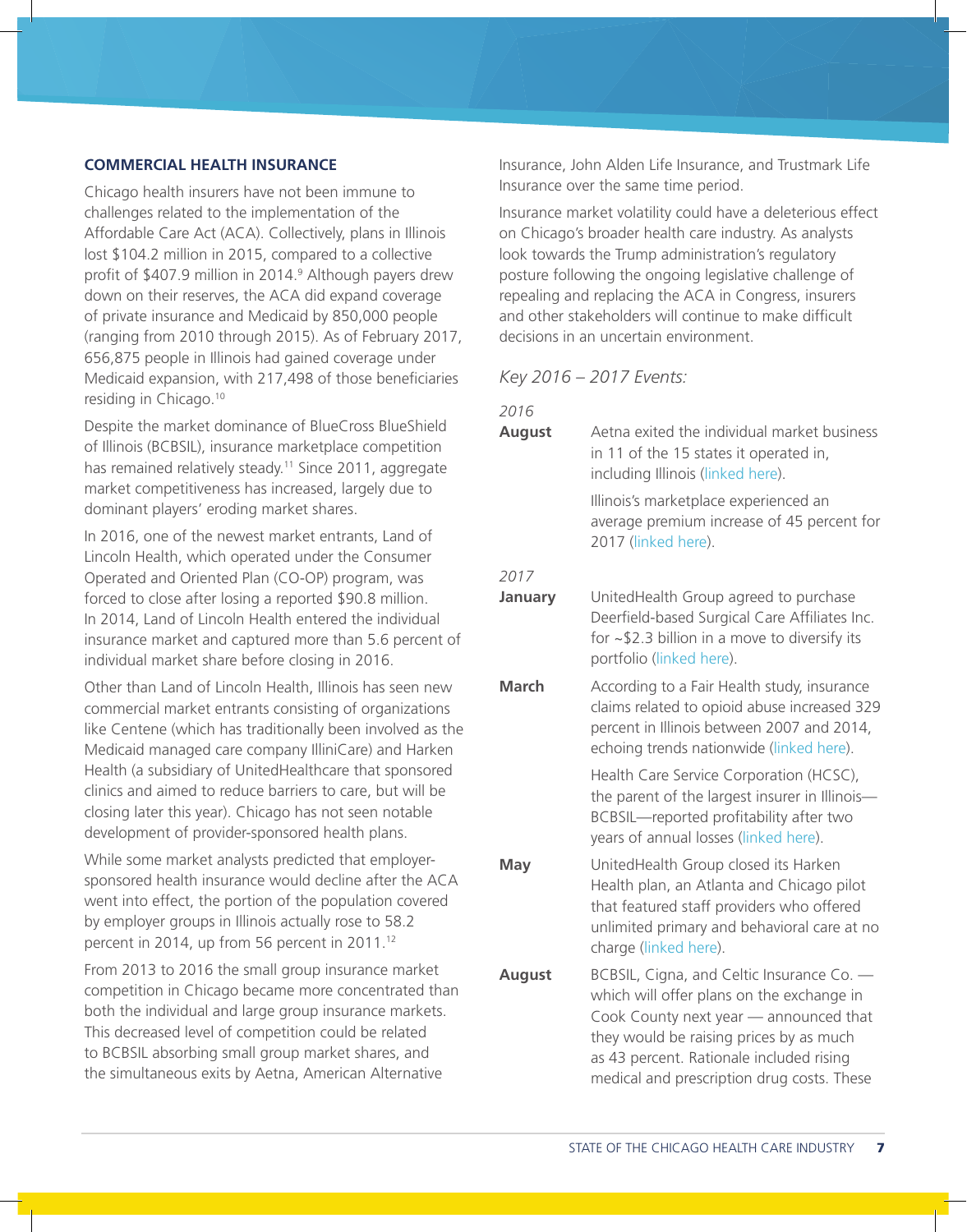## COMMERCIAL HEALTH INSURANCE

Chicago health insurers have not been immune to challenges related to the implementation of the Affordable Care Act (ACA). Collectively, plans in Illinois lost $104.2 million in 2015, compared to a collective profit of $407.9 million in 2014.[9] Although payers drew down on their reserves, the ACA did expand coverage of private insurance and Medicaid by 850,000 people (ranging from 2010 through 2015). As of February 2017, 656,875 people in Illinois had gained coverage under Medicaid expansion, with 217,498 of those beneficiaries residing in Chicago.[10]

Despite the market dominance of BlueCross BlueShield of Illinois (BCBSIL), insurance marketplace competition has remained relatively steady.[11] Since 2011, aggregate market competitiveness has increased, largely due to dominant players' eroding market shares.

In 2016, one of the newest market entrants, Land of Lincoln Health, which operated under the Consumer Operated and Oriented Plan (CO-OP) program, was forced to close after losing a reported $90.8 million. In 2014, Land of Lincoln Health entered the individual insurance market and captured more than 5.6 percent of individual market share before closing in 2016.

Other than Land of Lincoln Health, Illinois has seen new commercial market entrants consisting of organizations like Centene (which has traditionally been involved as the Medicaid managed care company IlliniCare) and Harken Health (a subsidiary of UnitedHealthcare that sponsored clinics and aimed to reduce barriers to care, but will be closing later this year). Chicago has not seen notable development of provider-sponsored health plans.

While some market analysts predicted that employer-sponsored health insurance would decline after the ACA went into effect, the portion of the population covered by employer groups in Illinois actually rose to 58.2 percent in 2014, up from 56 percent in 2011.[12]

From 2013 to 2016 the small group insurance market competition in Chicago became more concentrated than both the individual and large group insurance markets. This decreased level of competition could be related to BCBSIL absorbing small group market shares, and the simultaneous exits by Aetna, American Alternative Insurance, John Alden Life Insurance, and Trustmark Life Insurance over the same time period.

Insurance market volatility could have a deleterious effect on Chicago's broader health care industry. As analysts look towards the Trump administration's regulatory posture following the ongoing legislative challenge of repealing and replacing the ACA in Congress, insurers and other stakeholders will continue to make difficult decisions in an uncertain environment.

*Key 2016 – 2017 Events:*

*2016*

**August** — Aetna exited the individual market business in 11 of the 15 states it operated in, including Illinois (linked here).

Illinois's marketplace experienced an average premium increase of 45 percent for 2017 (linked here).

*2017*

**January** — UnitedHealth Group agreed to purchase Deerfield-based Surgical Care Affiliates Inc. for ~$2.3 billion in a move to diversify its portfolio (linked here).

**March** — According to a Fair Health study, insurance claims related to opioid abuse increased 329 percent in Illinois between 2007 and 2014, echoing trends nationwide (linked here).

Health Care Service Corporation (HCSC), the parent of the largest insurer in Illinois—BCBSIL—reported profitability after two years of annual losses (linked here).

**May** — UnitedHealth Group closed its Harken Health plan, an Atlanta and Chicago pilot that featured staff providers who offered unlimited primary and behavioral care at no charge (linked here).

**August** — BCBSIL, Cigna, and Celtic Insurance Co. — which will offer plans on the exchange in Cook County next year — announced that they would be raising prices by as much as 43 percent. Rationale included rising medical and prescription drug costs. These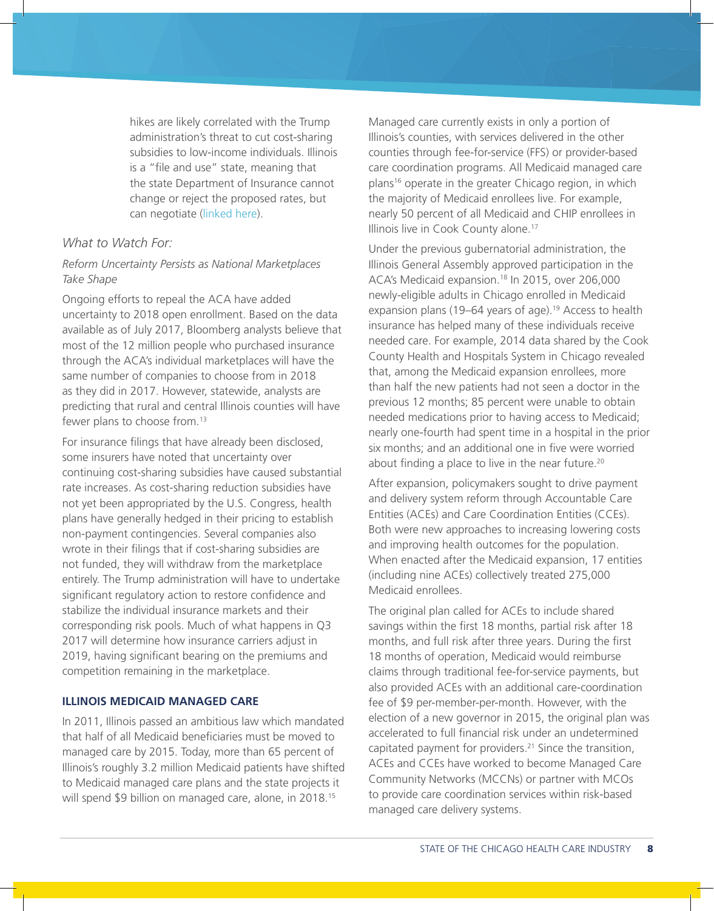hikes are likely correlated with the Trump administration's threat to cut cost-sharing subsidies to low-income individuals. Illinois is a "file and use" state, meaning that the state Department of Insurance cannot change or reject the proposed rates, but can negotiate (linked here).

*What to Watch For:*

*Reform Uncertainty Persists as National Marketplaces Take Shape*

Ongoing efforts to repeal the ACA have added uncertainty to 2018 open enrollment. Based on the data available as of July 2017, Bloomberg analysts believe that most of the 12 million people who purchased insurance through the ACA's individual marketplaces will have the same number of companies to choose from in 2018 as they did in 2017. However, statewide, analysts are predicting that rural and central Illinois counties will have fewer plans to choose from.[13]

For insurance filings that have already been disclosed, some insurers have noted that uncertainty over continuing cost-sharing subsidies have caused substantial rate increases. As cost-sharing reduction subsidies have not yet been appropriated by the U.S. Congress, health plans have generally hedged in their pricing to establish non-payment contingencies. Several companies also wrote in their filings that if cost-sharing subsidies are not funded, they will withdraw from the marketplace entirely. The Trump administration will have to undertake significant regulatory action to restore confidence and stabilize the individual insurance markets and their corresponding risk pools. Much of what happens in Q3 2017 will determine how insurance carriers adjust in 2019, having significant bearing on the premiums and competition remaining in the marketplace.

## ILLINOIS MEDICAID MANAGED CARE

In 2011, Illinois passed an ambitious law which mandated that half of all Medicaid beneficiaries must be moved to managed care by 2015. Today, more than 65 percent of Illinois's roughly 3.2 million Medicaid patients have shifted to Medicaid managed care plans and the state projects it will spend $9 billion on managed care, alone, in 2018.[15]

Managed care currently exists in only a portion of Illinois's counties, with services delivered in the other counties through fee-for-service (FFS) or provider-based care coordination programs. All Medicaid managed care plans[16] operate in the greater Chicago region, in which the majority of Medicaid enrollees live. For example, nearly 50 percent of all Medicaid and CHIP enrollees in Illinois live in Cook County alone.[17]

Under the previous gubernatorial administration, the Illinois General Assembly approved participation in the ACA's Medicaid expansion.[18] In 2015, over 206,000 newly-eligible adults in Chicago enrolled in Medicaid expansion plans (19–64 years of age).[19] Access to health insurance has helped many of these individuals receive needed care. For example, 2014 data shared by the Cook County Health and Hospitals System in Chicago revealed that, among the Medicaid expansion enrollees, more than half the new patients had not seen a doctor in the previous 12 months; 85 percent were unable to obtain needed medications prior to having access to Medicaid; nearly one-fourth had spent time in a hospital in the prior six months; and an additional one in five were worried about finding a place to live in the near future.[20]

After expansion, policymakers sought to drive payment and delivery system reform through Accountable Care Entities (ACEs) and Care Coordination Entities (CCEs). Both were new approaches to increasing lowering costs and improving health outcomes for the population. When enacted after the Medicaid expansion, 17 entities (including nine ACEs) collectively treated 275,000 Medicaid enrollees.

The original plan called for ACEs to include shared savings within the first 18 months, partial risk after 18 months, and full risk after three years. During the first 18 months of operation, Medicaid would reimburse claims through traditional fee-for-service payments, but also provided ACEs with an additional care-coordination fee of $9 per-member-per-month. However, with the election of a new governor in 2015, the original plan was accelerated to full financial risk under an undetermined capitated payment for providers.[21] Since the transition, ACEs and CCEs have worked to become Managed Care Community Networks (MCCNs) or partner with MCOs to provide care coordination services within risk-based managed care delivery systems.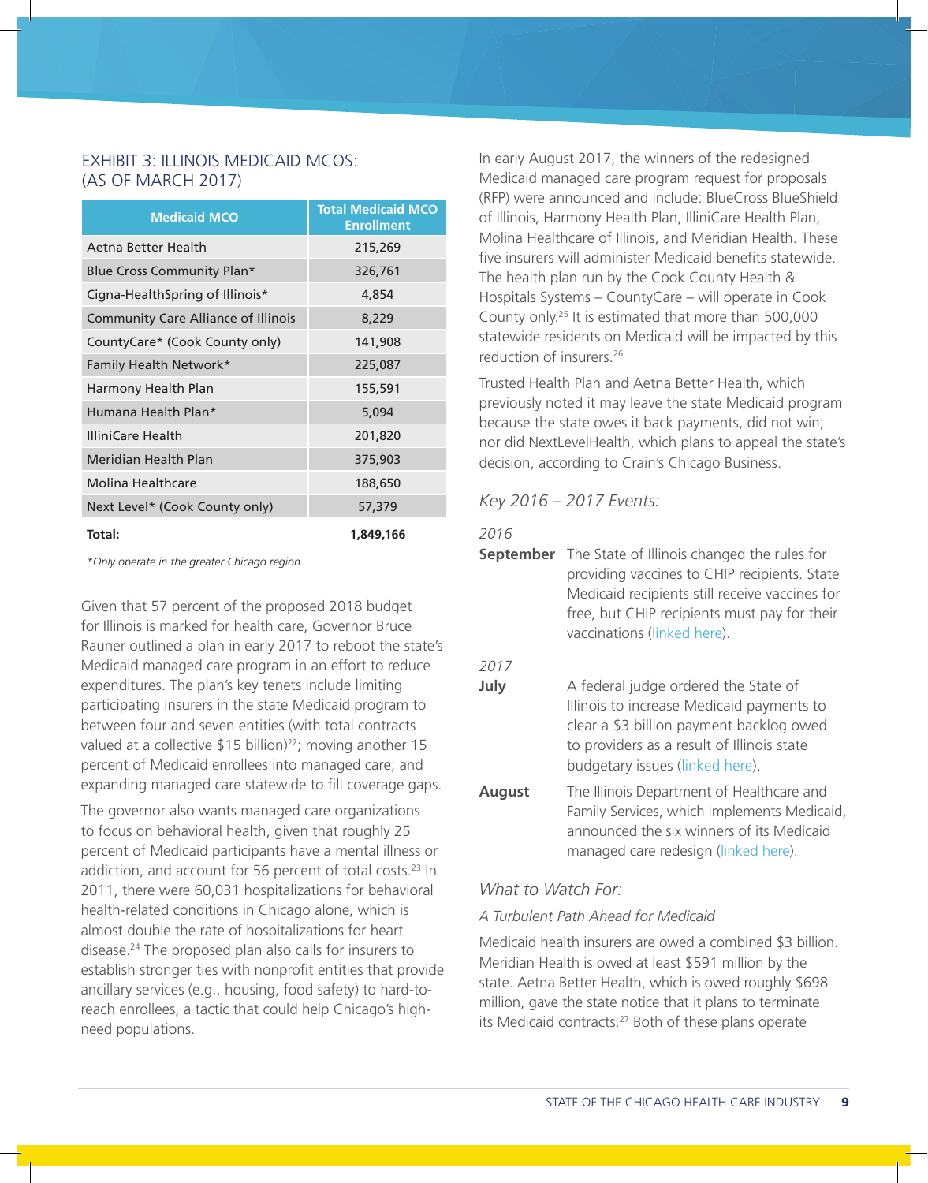## EXHIBIT 3: ILLINOIS MEDICAID MCOS: (AS OF MARCH 2017)

| Medicaid MCO | Total Medicaid MCO Enrollment |
|---|---|
| Aetna Better Health | 215,269 |
| Blue Cross Community Plan* | 326,761 |
| Cigna-HealthSpring of Illinois* | 4,854 |
| Community Care Alliance of Illinois | 8,229 |
| CountyCare* (Cook County only) | 141,908 |
| Family Health Network* | 225,087 |
| Harmony Health Plan | 155,591 |
| Humana Health Plan* | 5,094 |
| IlliniCare Health | 201,820 |
| Meridian Health Plan | 375,903 |
| Molina Healthcare | 188,650 |
| Next Level* (Cook County only) | 57,379 |
| **Total:** | **1,849,166** |

*\*Only operate in the greater Chicago region.*

Given that 57 percent of the proposed 2018 budget for Illinois is marked for health care, Governor Bruce Rauner outlined a plan in early 2017 to reboot the state's Medicaid managed care program in an effort to reduce expenditures. The plan's key tenets include limiting participating insurers in the state Medicaid program to between four and seven entities (with total contracts valued at a collective $15 billion)[22]; moving another 15 percent of Medicaid enrollees into managed care; and expanding managed care statewide to fill coverage gaps.

The governor also wants managed care organizations to focus on behavioral health, given that roughly 25 percent of Medicaid participants have a mental illness or addiction, and account for 56 percent of total costs.[23] In 2011, there were 60,031 hospitalizations for behavioral health-related conditions in Chicago alone, which is almost double the rate of hospitalizations for heart disease.[24] The proposed plan also calls for insurers to establish stronger ties with nonprofit entities that provide ancillary services (e.g., housing, food safety) to hard-to-reach enrollees, a tactic that could help Chicago's high-need populations.

In early August 2017, the winners of the redesigned Medicaid managed care program request for proposals (RFP) were announced and include: BlueCross BlueShield of Illinois, Harmony Health Plan, IlliniCare Health Plan, Molina Healthcare of Illinois, and Meridian Health. These five insurers will administer Medicaid benefits statewide. The health plan run by the Cook County Health & Hospitals Systems – CountyCare – will operate in Cook County only.[25] It is estimated that more than 500,000 statewide residents on Medicaid will be impacted by this reduction of insurers.[26]

Trusted Health Plan and Aetna Better Health, which previously noted it may leave the state Medicaid program because the state owes it back payments, did not win; nor did NextLevelHealth, which plans to appeal the state's decision, according to Crain's Chicago Business.

### *Key 2016 – 2017 Events:*

*2016*

**September** The State of Illinois changed the rules for providing vaccines to CHIP recipients. State Medicaid recipients still receive vaccines for free, but CHIP recipients must pay for their vaccinations (linked here).

*2017*

**July** A federal judge ordered the State of Illinois to increase Medicaid payments to clear a $3 billion payment backlog owed to providers as a result of Illinois state budgetary issues (linked here).

**August** The Illinois Department of Healthcare and Family Services, which implements Medicaid, announced the six winners of its Medicaid managed care redesign (linked here).

### *What to Watch For:*

*A Turbulent Path Ahead for Medicaid*

Medicaid health insurers are owed a combined $3 billion. Meridian Health is owed at least $591 million by the state. Aetna Better Health, which is owed roughly $698 million, gave the state notice that it plans to terminate its Medicaid contracts.[27] Both of these plans operate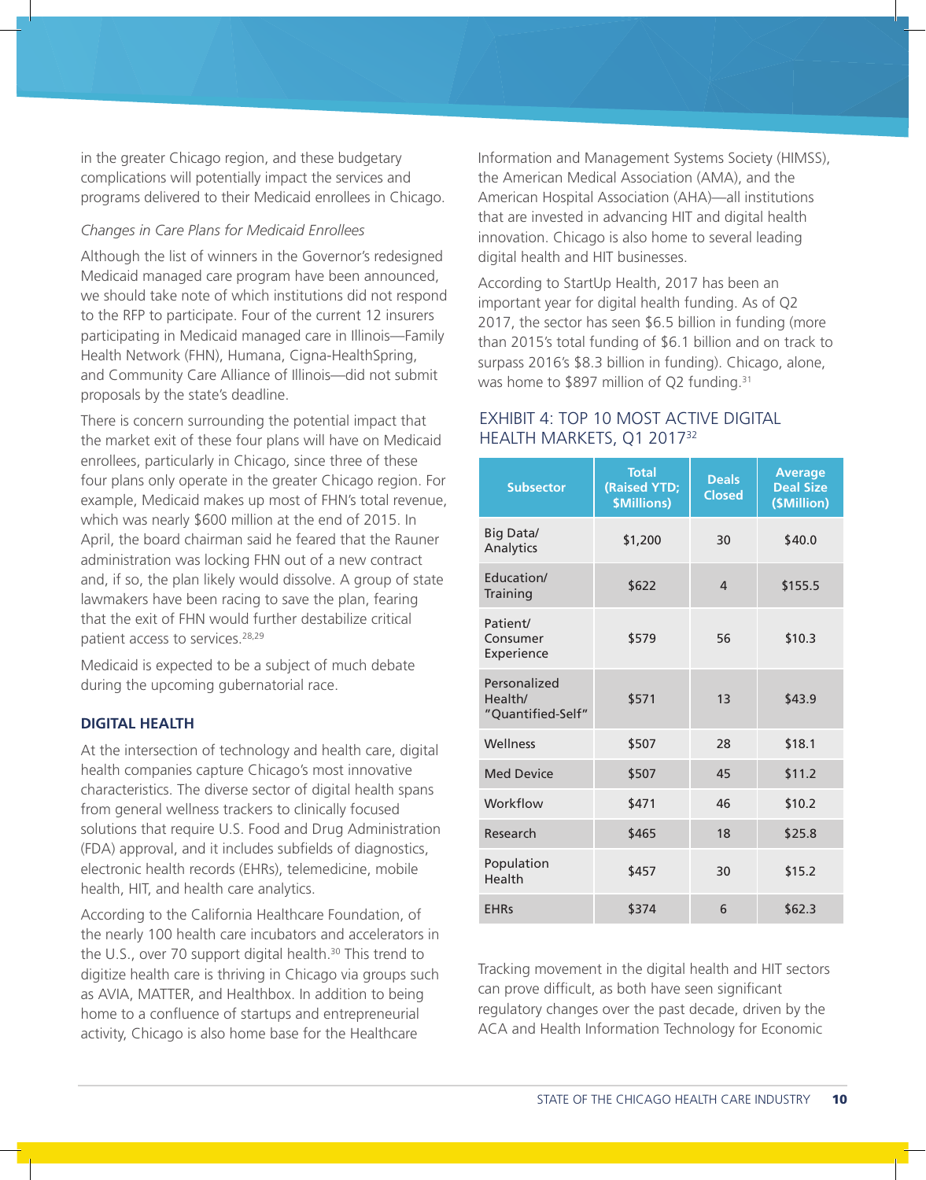in the greater Chicago region, and these budgetary complications will potentially impact the services and programs delivered to their Medicaid enrollees in Chicago.

*Changes in Care Plans for Medicaid Enrollees*

Although the list of winners in the Governor's redesigned Medicaid managed care program have been announced, we should take note of which institutions did not respond to the RFP to participate. Four of the current 12 insurers participating in Medicaid managed care in Illinois—Family Health Network (FHN), Humana, Cigna-HealthSpring, and Community Care Alliance of Illinois—did not submit proposals by the state's deadline.

There is concern surrounding the potential impact that the market exit of these four plans will have on Medicaid enrollees, particularly in Chicago, since three of these four plans only operate in the greater Chicago region. For example, Medicaid makes up most of FHN's total revenue, which was nearly $600 million at the end of 2015. In April, the board chairman said he feared that the Rauner administration was locking FHN out of a new contract and, if so, the plan likely would dissolve. A group of state lawmakers have been racing to save the plan, fearing that the exit of FHN would further destabilize critical patient access to services.[28,29]

Medicaid is expected to be a subject of much debate during the upcoming gubernatorial race.

## DIGITAL HEALTH

At the intersection of technology and health care, digital health companies capture Chicago's most innovative characteristics. The diverse sector of digital health spans from general wellness trackers to clinically focused solutions that require U.S. Food and Drug Administration (FDA) approval, and it includes subfields of diagnostics, electronic health records (EHRs), telemedicine, mobile health, HIT, and health care analytics.

According to the California Healthcare Foundation, of the nearly 100 health care incubators and accelerators in the U.S., over 70 support digital health.[30] This trend to digitize health care is thriving in Chicago via groups such as AVIA, MATTER, and Healthbox. In addition to being home to a confluence of startups and entrepreneurial activity, Chicago is also home base for the Healthcare Information and Management Systems Society (HIMSS), the American Medical Association (AMA), and the American Hospital Association (AHA)—all institutions that are invested in advancing HIT and digital health innovation. Chicago is also home to several leading digital health and HIT businesses.

According to StartUp Health, 2017 has been an important year for digital health funding. As of Q2 2017, the sector has seen $6.5 billion in funding (more than 2015's total funding of $6.1 billion and on track to surpass 2016's $8.3 billion in funding). Chicago, alone, was home to $897 million of Q2 funding.[31]

### EXHIBIT 4: TOP 10 MOST ACTIVE DIGITAL HEALTH MARKETS, Q1 2017[32]

| Subsector | Total (Raised YTD; $Millions) | Deals Closed | Average Deal Size ($Million) |
|---|---|---|---|
| Big Data/ Analytics | $1,200 | 30 | $40.0 |
| Education/ Training | $622 | 4 | $155.5 |
| Patient/ Consumer Experience | $579 | 56 | $10.3 |
| Personalized Health/ "Quantified-Self" | $571 | 13 | $43.9 |
| Wellness | $507 | 28 | $18.1 |
| Med Device | $507 | 45 | $11.2 |
| Workflow | $471 | 46 | $10.2 |
| Research | $465 | 18 | $25.8 |
| Population Health | $457 | 30 | $15.2 |
| EHRs | $374 | 6 | $62.3 |

Tracking movement in the digital health and HIT sectors can prove difficult, as both have seen significant regulatory changes over the past decade, driven by the ACA and Health Information Technology for Economic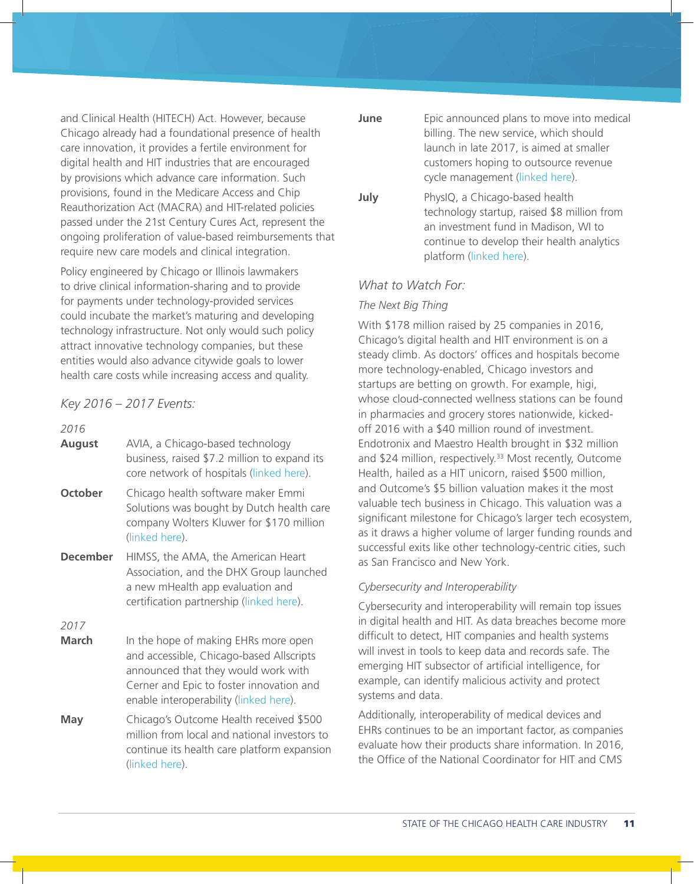and Clinical Health (HITECH) Act. However, because Chicago already had a foundational presence of health care innovation, it provides a fertile environment for digital health and HIT industries that are encouraged by provisions which advance care information. Such provisions, found in the Medicare Access and Chip Reauthorization Act (MACRA) and HIT-related policies passed under the 21st Century Cures Act, represent the ongoing proliferation of value-based reimbursements that require new care models and clinical integration.

Policy engineered by Chicago or Illinois lawmakers to drive clinical information-sharing and to provide for payments under technology-provided services could incubate the market's maturing and developing technology infrastructure. Not only would such policy attract innovative technology companies, but these entities would also advance citywide goals to lower health care costs while increasing access and quality.

### *Key 2016 – 2017 Events:*

*2016*

**August** AVIA, a Chicago-based technology business, raised $7.2 million to expand its core network of hospitals (linked here).

**October** Chicago health software maker Emmi Solutions was bought by Dutch health care company Wolters Kluwer for $170 million (linked here).

**December** HIMSS, the AMA, the American Heart Association, and the DHX Group launched a new mHealth app evaluation and certification partnership (linked here).

*2017*

**March** In the hope of making EHRs more open and accessible, Chicago-based Allscripts announced that they would work with Cerner and Epic to foster innovation and enable interoperability (linked here).

**May** Chicago's Outcome Health received $500 million from local and national investors to continue its health care platform expansion (linked here).

**June** Epic announced plans to move into medical billing. The new service, which should launch in late 2017, is aimed at smaller customers hoping to outsource revenue cycle management (linked here).

**July** PhysIQ, a Chicago-based health technology startup, raised $8 million from an investment fund in Madison, WI to continue to develop their health analytics platform (linked here).

### *What to Watch For:*

#### *The Next Big Thing*

With $178 million raised by 25 companies in 2016, Chicago's digital health and HIT environment is on a steady climb. As doctors' offices and hospitals become more technology-enabled, Chicago investors and startups are betting on growth. For example, higi, whose cloud-connected wellness stations can be found in pharmacies and grocery stores nationwide, kicked-off 2016 with a $40 million round of investment. Endotronix and Maestro Health brought in $32 million and $24 million, respectively.[33] Most recently, Outcome Health, hailed as a HIT unicorn, raised $500 million, and Outcome's $5 billion valuation makes it the most valuable tech business in Chicago. This valuation was a significant milestone for Chicago's larger tech ecosystem, as it draws a higher volume of larger funding rounds and successful exits like other technology-centric cities, such as San Francisco and New York.

#### *Cybersecurity and Interoperability*

Cybersecurity and interoperability will remain top issues in digital health and HIT. As data breaches become more difficult to detect, HIT companies and health systems will invest in tools to keep data and records safe. The emerging HIT subsector of artificial intelligence, for example, can identify malicious activity and protect systems and data.

Additionally, interoperability of medical devices and EHRs continues to be an important factor, as companies evaluate how their products share information. In 2016, the Office of the National Coordinator for HIT and CMS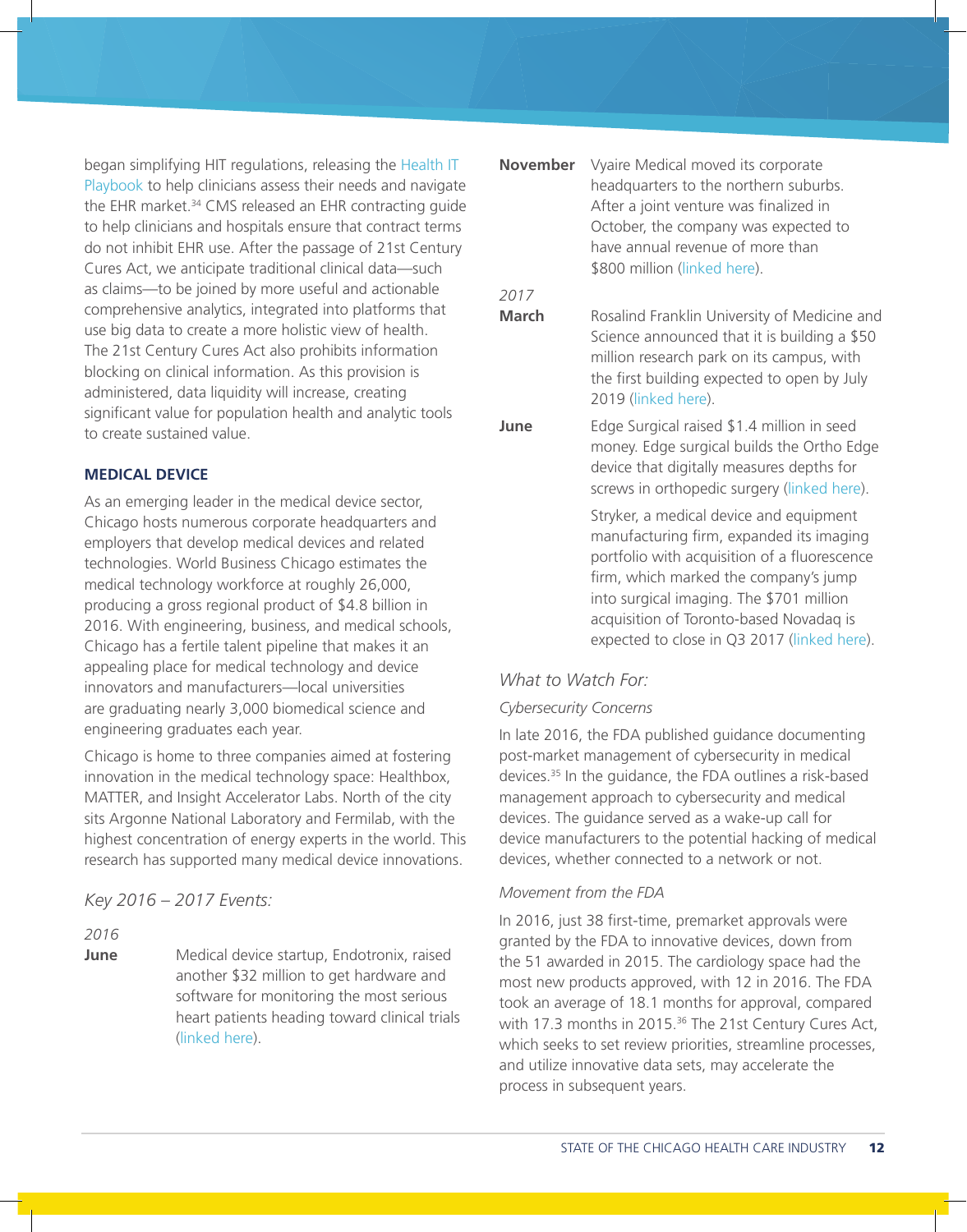began simplifying HIT regulations, releasing the Health IT Playbook to help clinicians assess their needs and navigate the EHR market.[34] CMS released an EHR contracting guide to help clinicians and hospitals ensure that contract terms do not inhibit EHR use. After the passage of 21st Century Cures Act, we anticipate traditional clinical data—such as claims—to be joined by more useful and actionable comprehensive analytics, integrated into platforms that use big data to create a more holistic view of health. The 21st Century Cures Act also prohibits information blocking on clinical information. As this provision is administered, data liquidity will increase, creating significant value for population health and analytic tools to create sustained value.

### MEDICAL DEVICE

As an emerging leader in the medical device sector, Chicago hosts numerous corporate headquarters and employers that develop medical devices and related technologies. World Business Chicago estimates the medical technology workforce at roughly 26,000, producing a gross regional product of $4.8 billion in 2016. With engineering, business, and medical schools, Chicago has a fertile talent pipeline that makes it an appealing place for medical technology and device innovators and manufacturers—local universities are graduating nearly 3,000 biomedical science and engineering graduates each year.

Chicago is home to three companies aimed at fostering innovation in the medical technology space: Healthbox, MATTER, and Insight Accelerator Labs. North of the city sits Argonne National Laboratory and Fermilab, with the highest concentration of energy experts in the world. This research has supported many medical device innovations.

*Key 2016 – 2017 Events:*

*2016*

**June** — Medical device startup, Endotronix, raised another $32 million to get hardware and software for monitoring the most serious heart patients heading toward clinical trials (linked here).

**November** — Vyaire Medical moved its corporate headquarters to the northern suburbs. After a joint venture was finalized in October, the company was expected to have annual revenue of more than $800 million (linked here).

*2017*

**March** — Rosalind Franklin University of Medicine and Science announced that it is building a $50 million research park on its campus, with the first building expected to open by July 2019 (linked here).

**June** — Edge Surgical raised $1.4 million in seed money. Edge surgical builds the Ortho Edge device that digitally measures depths for screws in orthopedic surgery (linked here).

Stryker, a medical device and equipment manufacturing firm, expanded its imaging portfolio with acquisition of a fluorescence firm, which marked the company's jump into surgical imaging. The $701 million acquisition of Toronto-based Novadaq is expected to close in Q3 2017 (linked here).

*What to Watch For:*

*Cybersecurity Concerns*

In late 2016, the FDA published guidance documenting post-market management of cybersecurity in medical devices.[35] In the guidance, the FDA outlines a risk-based management approach to cybersecurity and medical devices. The guidance served as a wake-up call for device manufacturers to the potential hacking of medical devices, whether connected to a network or not.

*Movement from the FDA*

In 2016, just 38 first-time, premarket approvals were granted by the FDA to innovative devices, down from the 51 awarded in 2015. The cardiology space had the most new products approved, with 12 in 2016. The FDA took an average of 18.1 months for approval, compared with 17.3 months in 2015.[36] The 21st Century Cures Act, which seeks to set review priorities, streamline processes, and utilize innovative data sets, may accelerate the process in subsequent years.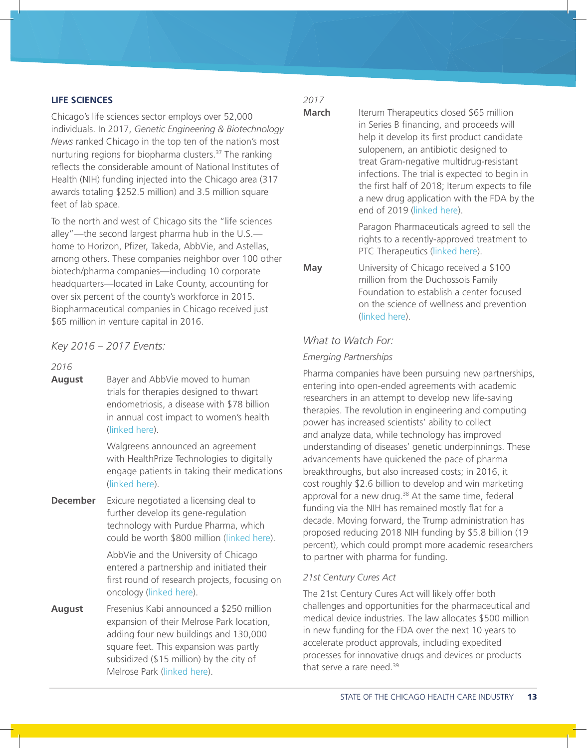## LIFE SCIENCES

Chicago's life sciences sector employs over 52,000 individuals. In 2017, *Genetic Engineering & Biotechnology News* ranked Chicago in the top ten of the nation's most nurturing regions for biopharma clusters.[37] The ranking reflects the considerable amount of National Institutes of Health (NIH) funding injected into the Chicago area (317 awards totaling $252.5 million) and 3.5 million square feet of lab space.

To the north and west of Chicago sits the "life sciences alley"—the second largest pharma hub in the U.S.—home to Horizon, Pfizer, Takeda, AbbVie, and Astellas, among others. These companies neighbor over 100 other biotech/pharma companies—including 10 corporate headquarters—located in Lake County, accounting for over six percent of the county's workforce in 2015. Biopharmaceutical companies in Chicago received just $65 million in venture capital in 2016.

### *Key 2016 – 2017 Events:*

*2016*

**August** — Bayer and AbbVie moved to human trials for therapies designed to thwart endometriosis, a disease with $78 billion in annual cost impact to women's health (linked here).

Walgreens announced an agreement with HealthPrize Technologies to digitally engage patients in taking their medications (linked here).

**December** — Exicure negotiated a licensing deal to further develop its gene-regulation technology with Purdue Pharma, which could be worth $800 million (linked here).

AbbVie and the University of Chicago entered a partnership and initiated their first round of research projects, focusing on oncology (linked here).

**August** — Fresenius Kabi announced a $250 million expansion of their Melrose Park location, adding four new buildings and 130,000 square feet. This expansion was partly subsidized ($15 million) by the city of Melrose Park (linked here).

*2017*

**March** — Iterum Therapeutics closed $65 million in Series B financing, and proceeds will help it develop its first product candidate sulopenem, an antibiotic designed to treat Gram-negative multidrug-resistant infections. The trial is expected to begin in the first half of 2018; Iterum expects to file a new drug application with the FDA by the end of 2019 (linked here).

Paragon Pharmaceuticals agreed to sell the rights to a recently-approved treatment to PTC Therapeutics (linked here).

**May** — University of Chicago received a $100 million from the Duchossois Family Foundation to establish a center focused on the science of wellness and prevention (linked here).

### *What to Watch For:*

#### *Emerging Partnerships*

Pharma companies have been pursuing new partnerships, entering into open-ended agreements with academic researchers in an attempt to develop new life-saving therapies. The revolution in engineering and computing power has increased scientists' ability to collect and analyze data, while technology has improved understanding of diseases' genetic underpinnings. These advancements have quickened the pace of pharma breakthroughs, but also increased costs; in 2016, it cost roughly $2.6 billion to develop and win marketing approval for a new drug.[38] At the same time, federal funding via the NIH has remained mostly flat for a decade. Moving forward, the Trump administration has proposed reducing 2018 NIH funding by $5.8 billion (19 percent), which could prompt more academic researchers to partner with pharma for funding.

#### *21st Century Cures Act*

The 21st Century Cures Act will likely offer both challenges and opportunities for the pharmaceutical and medical device industries. The law allocates $500 million in new funding for the FDA over the next 10 years to accelerate product approvals, including expedited processes for innovative drugs and devices or products that serve a rare need.[39]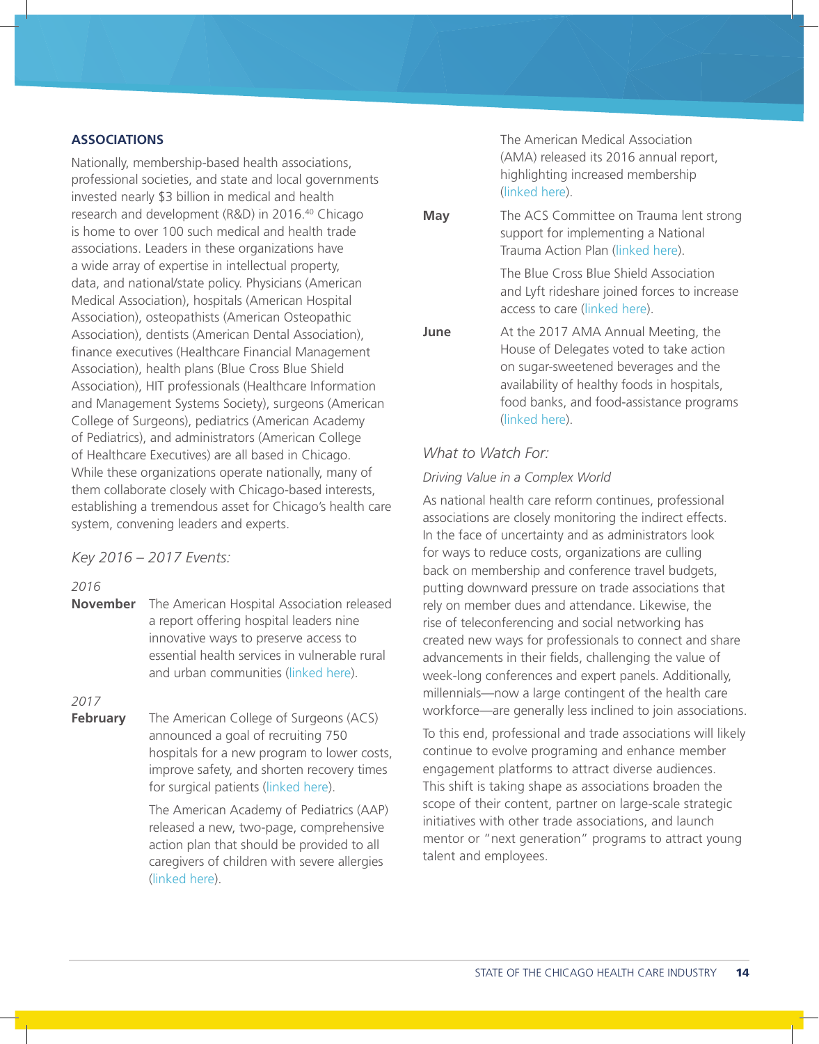## ASSOCIATIONS

Nationally, membership-based health associations, professional societies, and state and local governments invested nearly $3 billion in medical and health research and development (R&D) in 2016.[40] Chicago is home to over 100 such medical and health trade associations. Leaders in these organizations have a wide array of expertise in intellectual property, data, and national/state policy. Physicians (American Medical Association), hospitals (American Hospital Association), osteopathists (American Osteopathic Association), dentists (American Dental Association), finance executives (Healthcare Financial Management Association), health plans (Blue Cross Blue Shield Association), HIT professionals (Healthcare Information and Management Systems Society), surgeons (American College of Surgeons), pediatrics (American Academy of Pediatrics), and administrators (American College of Healthcare Executives) are all based in Chicago. While these organizations operate nationally, many of them collaborate closely with Chicago-based interests, establishing a tremendous asset for Chicago's health care system, convening leaders and experts.

*Key 2016 – 2017 Events:*

*2016*

**November** The American Hospital Association released a report offering hospital leaders nine innovative ways to preserve access to essential health services in vulnerable rural and urban communities (linked here).

*2017*

**February** The American College of Surgeons (ACS) announced a goal of recruiting 750 hospitals for a new program to lower costs, improve safety, and shorten recovery times for surgical patients (linked here).

The American Academy of Pediatrics (AAP) released a new, two-page, comprehensive action plan that should be provided to all caregivers of children with severe allergies (linked here).

The American Medical Association (AMA) released its 2016 annual report, highlighting increased membership (linked here).

**May** The ACS Committee on Trauma lent strong support for implementing a National Trauma Action Plan (linked here).

The Blue Cross Blue Shield Association and Lyft rideshare joined forces to increase access to care (linked here).

**June** At the 2017 AMA Annual Meeting, the House of Delegates voted to take action on sugar-sweetened beverages and the availability of healthy foods in hospitals, food banks, and food-assistance programs (linked here).

*What to Watch For:*

*Driving Value in a Complex World*

As national health care reform continues, professional associations are closely monitoring the indirect effects. In the face of uncertainty and as administrators look for ways to reduce costs, organizations are culling back on membership and conference travel budgets, putting downward pressure on trade associations that rely on member dues and attendance. Likewise, the rise of teleconferencing and social networking has created new ways for professionals to connect and share advancements in their fields, challenging the value of week-long conferences and expert panels. Additionally, millennials—now a large contingent of the health care workforce—are generally less inclined to join associations.

To this end, professional and trade associations will likely continue to evolve programing and enhance member engagement platforms to attract diverse audiences. This shift is taking shape as associations broaden the scope of their content, partner on large-scale strategic initiatives with other trade associations, and launch mentor or "next generation" programs to attract young talent and employees.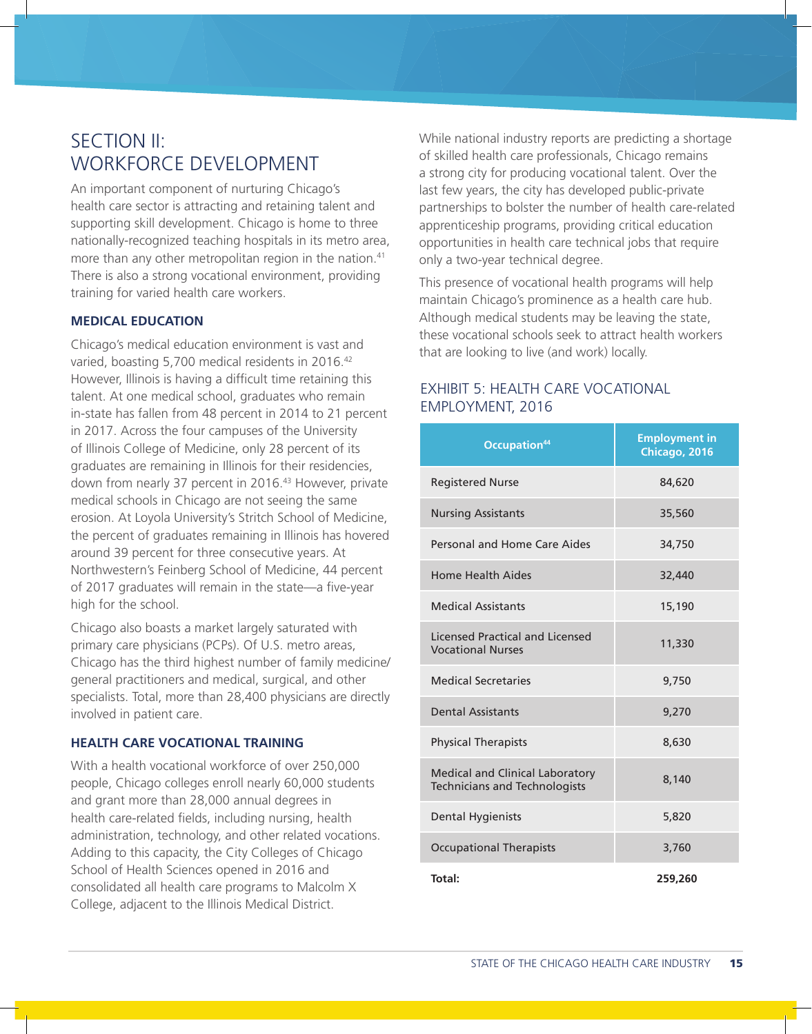# SECTION II: WORKFORCE DEVELOPMENT

An important component of nurturing Chicago's health care sector is attracting and retaining talent and supporting skill development. Chicago is home to three nationally-recognized teaching hospitals in its metro area, more than any other metropolitan region in the nation.[41] There is also a strong vocational environment, providing training for varied health care workers.

## MEDICAL EDUCATION

Chicago's medical education environment is vast and varied, boasting 5,700 medical residents in 2016.[42] However, Illinois is having a difficult time retaining this talent. At one medical school, graduates who remain in-state has fallen from 48 percent in 2014 to 21 percent in 2017. Across the four campuses of the University of Illinois College of Medicine, only 28 percent of its graduates are remaining in Illinois for their residencies, down from nearly 37 percent in 2016.[43] However, private medical schools in Chicago are not seeing the same erosion. At Loyola University's Stritch School of Medicine, the percent of graduates remaining in Illinois has hovered around 39 percent for three consecutive years. At Northwestern's Feinberg School of Medicine, 44 percent of 2017 graduates will remain in the state—a five-year high for the school.

Chicago also boasts a market largely saturated with primary care physicians (PCPs). Of U.S. metro areas, Chicago has the third highest number of family medicine/general practitioners and medical, surgical, and other specialists. Total, more than 28,400 physicians are directly involved in patient care.

## HEALTH CARE VOCATIONAL TRAINING

With a health vocational workforce of over 250,000 people, Chicago colleges enroll nearly 60,000 students and grant more than 28,000 annual degrees in health care-related fields, including nursing, health administration, technology, and other related vocations. Adding to this capacity, the City Colleges of Chicago School of Health Sciences opened in 2016 and consolidated all health care programs to Malcolm X College, adjacent to the Illinois Medical District.

While national industry reports are predicting a shortage of skilled health care professionals, Chicago remains a strong city for producing vocational talent. Over the last few years, the city has developed public-private partnerships to bolster the number of health care-related apprenticeship programs, providing critical education opportunities in health care technical jobs that require only a two-year technical degree.

This presence of vocational health programs will help maintain Chicago's prominence as a health care hub. Although medical students may be leaving the state, these vocational schools seek to attract health workers that are looking to live (and work) locally.

### EXHIBIT 5: HEALTH CARE VOCATIONAL EMPLOYMENT, 2016

| Occupation[44] | Employment in Chicago, 2016 |
|---|---|
| Registered Nurse | 84,620 |
| Nursing Assistants | 35,560 |
| Personal and Home Care Aides | 34,750 |
| Home Health Aides | 32,440 |
| Medical Assistants | 15,190 |
| Licensed Practical and Licensed Vocational Nurses | 11,330 |
| Medical Secretaries | 9,750 |
| Dental Assistants | 9,270 |
| Physical Therapists | 8,630 |
| Medical and Clinical Laboratory Technicians and Technologists | 8,140 |
| Dental Hygienists | 5,820 |
| Occupational Therapists | 3,760 |
| **Total:** | **259,260** |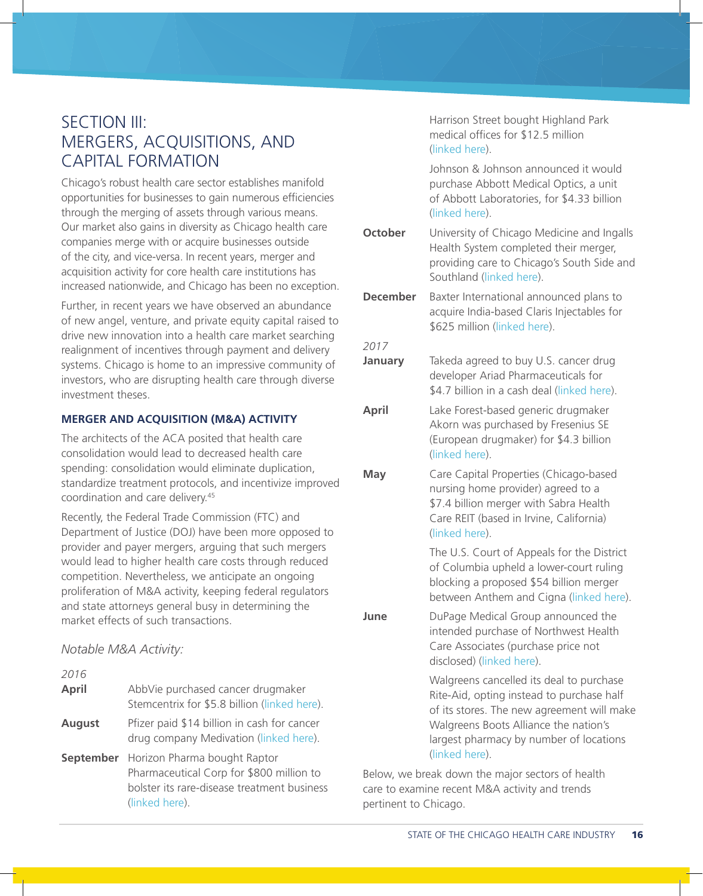# SECTION III: MERGERS, ACQUISITIONS, AND CAPITAL FORMATION

Chicago's robust health care sector establishes manifold opportunities for businesses to gain numerous efficiencies through the merging of assets through various means. Our market also gains in diversity as Chicago health care companies merge with or acquire businesses outside of the city, and vice-versa. In recent years, merger and acquisition activity for core health care institutions has increased nationwide, and Chicago has been no exception.

Further, in recent years we have observed an abundance of new angel, venture, and private equity capital raised to drive new innovation into a health care market searching realignment of incentives through payment and delivery systems. Chicago is home to an impressive community of investors, who are disrupting health care through diverse investment theses.

## MERGER AND ACQUISITION (M&A) ACTIVITY

The architects of the ACA posited that health care consolidation would lead to decreased health care spending: consolidation would eliminate duplication, standardize treatment protocols, and incentivize improved coordination and care delivery.[45]

Recently, the Federal Trade Commission (FTC) and Department of Justice (DOJ) have been more opposed to provider and payer mergers, arguing that such mergers would lead to higher health care costs through reduced competition. Nevertheless, we anticipate an ongoing proliferation of M&A activity, keeping federal regulators and state attorneys general busy in determining the market effects of such transactions.

*Notable M&A Activity:*

*2016*

**April** AbbVie purchased cancer drugmaker Stemcentrix for $5.8 billion (linked here).

**August** Pfizer paid $14 billion in cash for cancer drug company Medivation (linked here).

**September** Horizon Pharma bought Raptor Pharmaceutical Corp for $800 million to bolster its rare-disease treatment business (linked here).

Harrison Street bought Highland Park medical offices for $12.5 million (linked here).

Johnson & Johnson announced it would purchase Abbott Medical Optics, a unit of Abbott Laboratories, for $4.33 billion (linked here).

**October** University of Chicago Medicine and Ingalls Health System completed their merger, providing care to Chicago's South Side and Southland (linked here).

**December** Baxter International announced plans to acquire India-based Claris Injectables for $625 million (linked here).

*2017*

**January** Takeda agreed to buy U.S. cancer drug developer Ariad Pharmaceuticals for $4.7 billion in a cash deal (linked here).

**April** Lake Forest-based generic drugmaker Akorn was purchased by Fresenius SE (European drugmaker) for $4.3 billion (linked here).

**May** Care Capital Properties (Chicago-based nursing home provider) agreed to a $7.4 billion merger with Sabra Health Care REIT (based in Irvine, California) (linked here).

The U.S. Court of Appeals for the District of Columbia upheld a lower-court ruling blocking a proposed $54 billion merger between Anthem and Cigna (linked here).

**June** DuPage Medical Group announced the intended purchase of Northwest Health Care Associates (purchase price not disclosed) (linked here).

Walgreens cancelled its deal to purchase Rite-Aid, opting instead to purchase half of its stores. The new agreement will make Walgreens Boots Alliance the nation's largest pharmacy by number of locations (linked here).

Below, we break down the major sectors of health care to examine recent M&A activity and trends pertinent to Chicago.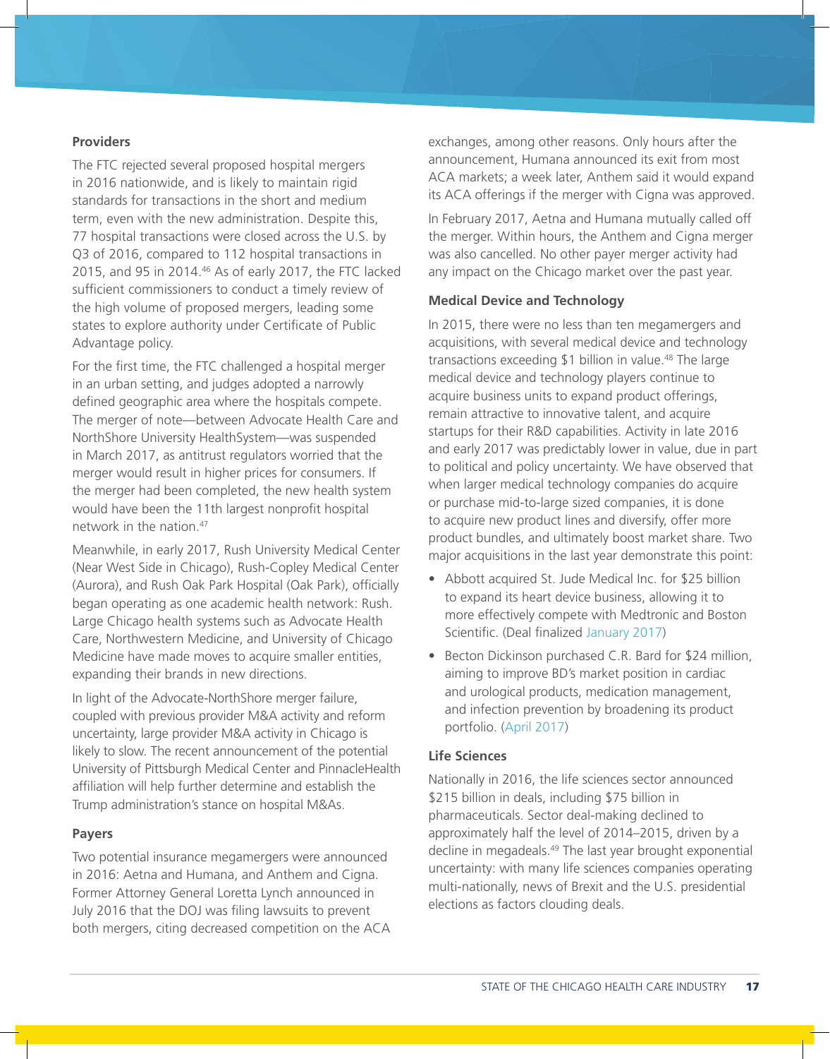### Providers

The FTC rejected several proposed hospital mergers in 2016 nationwide, and is likely to maintain rigid standards for transactions in the short and medium term, even with the new administration. Despite this, 77 hospital transactions were closed across the U.S. by Q3 of 2016, compared to 112 hospital transactions in 2015, and 95 in 2014.[46] As of early 2017, the FTC lacked sufficient commissioners to conduct a timely review of the high volume of proposed mergers, leading some states to explore authority under Certificate of Public Advantage policy.

For the first time, the FTC challenged a hospital merger in an urban setting, and judges adopted a narrowly defined geographic area where the hospitals compete. The merger of note—between Advocate Health Care and NorthShore University HealthSystem—was suspended in March 2017, as antitrust regulators worried that the merger would result in higher prices for consumers. If the merger had been completed, the new health system would have been the 11th largest nonprofit hospital network in the nation.[47]

Meanwhile, in early 2017, Rush University Medical Center (Near West Side in Chicago), Rush-Copley Medical Center (Aurora), and Rush Oak Park Hospital (Oak Park), officially began operating as one academic health network: Rush. Large Chicago health systems such as Advocate Health Care, Northwestern Medicine, and University of Chicago Medicine have made moves to acquire smaller entities, expanding their brands in new directions.

In light of the Advocate-NorthShore merger failure, coupled with previous provider M&A activity and reform uncertainty, large provider M&A activity in Chicago is likely to slow. The recent announcement of the potential University of Pittsburgh Medical Center and PinnacleHealth affiliation will help further determine and establish the Trump administration's stance on hospital M&As.

### Payers

Two potential insurance megamergers were announced in 2016: Aetna and Humana, and Anthem and Cigna. Former Attorney General Loretta Lynch announced in July 2016 that the DOJ was filing lawsuits to prevent both mergers, citing decreased competition on the ACA exchanges, among other reasons. Only hours after the announcement, Humana announced its exit from most ACA markets; a week later, Anthem said it would expand its ACA offerings if the merger with Cigna was approved.

In February 2017, Aetna and Humana mutually called off the merger. Within hours, the Anthem and Cigna merger was also cancelled. No other payer merger activity had any impact on the Chicago market over the past year.

### Medical Device and Technology

In 2015, there were no less than ten megamergers and acquisitions, with several medical device and technology transactions exceeding $1 billion in value.[48] The large medical device and technology players continue to acquire business units to expand product offerings, remain attractive to innovative talent, and acquire startups for their R&D capabilities. Activity in late 2016 and early 2017 was predictably lower in value, due in part to political and policy uncertainty. We have observed that when larger medical technology companies do acquire or purchase mid-to-large sized companies, it is done to acquire new product lines and diversify, offer more product bundles, and ultimately boost market share. Two major acquisitions in the last year demonstrate this point:

- Abbott acquired St. Jude Medical Inc. for $25 billion to expand its heart device business, allowing it to more effectively compete with Medtronic and Boston Scientific. (Deal finalized January 2017)
- Becton Dickinson purchased C.R. Bard for $24 million, aiming to improve BD's market position in cardiac and urological products, medication management, and infection prevention by broadening its product portfolio. (April 2017)

### Life Sciences

Nationally in 2016, the life sciences sector announced $215 billion in deals, including $75 billion in pharmaceuticals. Sector deal-making declined to approximately half the level of 2014–2015, driven by a decline in megadeals.[49] The last year brought exponential uncertainty: with many life sciences companies operating multi-nationally, news of Brexit and the U.S. presidential elections as factors clouding deals.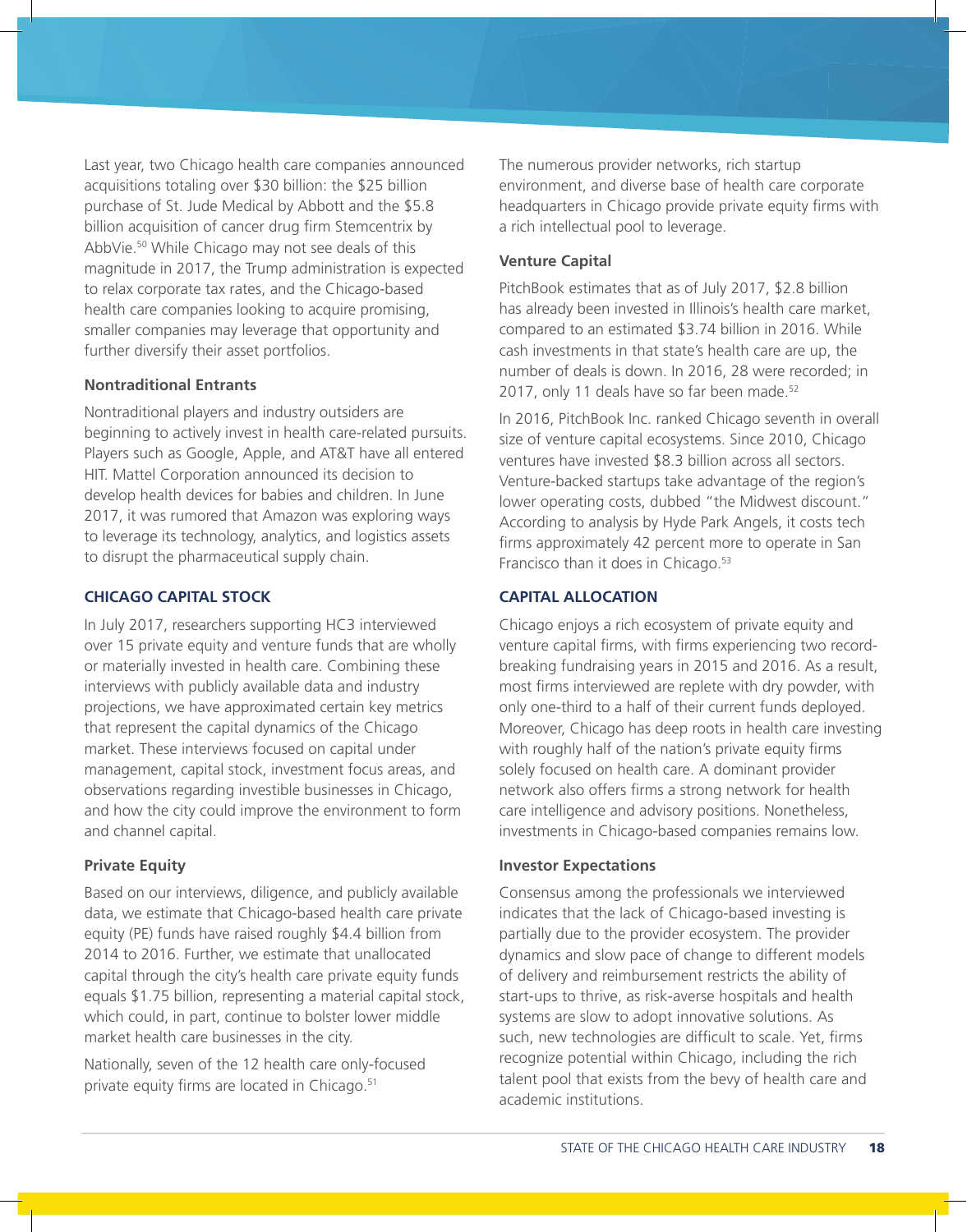Last year, two Chicago health care companies announced acquisitions totaling over $30 billion: the $25 billion purchase of St. Jude Medical by Abbott and the $5.8 billion acquisition of cancer drug firm Stemcentrix by AbbVie.[50] While Chicago may not see deals of this magnitude in 2017, the Trump administration is expected to relax corporate tax rates, and the Chicago-based health care companies looking to acquire promising, smaller companies may leverage that opportunity and further diversify their asset portfolios.

### Nontraditional Entrants

Nontraditional players and industry outsiders are beginning to actively invest in health care-related pursuits. Players such as Google, Apple, and AT&T have all entered HIT. Mattel Corporation announced its decision to develop health devices for babies and children. In June 2017, it was rumored that Amazon was exploring ways to leverage its technology, analytics, and logistics assets to disrupt the pharmaceutical supply chain.

## CHICAGO CAPITAL STOCK

In July 2017, researchers supporting HC3 interviewed over 15 private equity and venture funds that are wholly or materially invested in health care. Combining these interviews with publicly available data and industry projections, we have approximated certain key metrics that represent the capital dynamics of the Chicago market. These interviews focused on capital under management, capital stock, investment focus areas, and observations regarding investible businesses in Chicago, and how the city could improve the environment to form and channel capital.

### Private Equity

Based on our interviews, diligence, and publicly available data, we estimate that Chicago-based health care private equity (PE) funds have raised roughly $4.4 billion from 2014 to 2016. Further, we estimate that unallocated capital through the city's health care private equity funds equals $1.75 billion, representing a material capital stock, which could, in part, continue to bolster lower middle market health care businesses in the city.

Nationally, seven of the 12 health care only-focused private equity firms are located in Chicago.[51]

The numerous provider networks, rich startup environment, and diverse base of health care corporate headquarters in Chicago provide private equity firms with a rich intellectual pool to leverage.

### Venture Capital

PitchBook estimates that as of July 2017, $2.8 billion has already been invested in Illinois's health care market, compared to an estimated $3.74 billion in 2016. While cash investments in that state's health care are up, the number of deals is down. In 2016, 28 were recorded; in 2017, only 11 deals have so far been made.[52]

In 2016, PitchBook Inc. ranked Chicago seventh in overall size of venture capital ecosystems. Since 2010, Chicago ventures have invested $8.3 billion across all sectors. Venture-backed startups take advantage of the region's lower operating costs, dubbed "the Midwest discount." According to analysis by Hyde Park Angels, it costs tech firms approximately 42 percent more to operate in San Francisco than it does in Chicago.[53]

## CAPITAL ALLOCATION

Chicago enjoys a rich ecosystem of private equity and venture capital firms, with firms experiencing two record-breaking fundraising years in 2015 and 2016. As a result, most firms interviewed are replete with dry powder, with only one-third to a half of their current funds deployed. Moreover, Chicago has deep roots in health care investing with roughly half of the nation's private equity firms solely focused on health care. A dominant provider network also offers firms a strong network for health care intelligence and advisory positions. Nonetheless, investments in Chicago-based companies remains low.

### Investor Expectations

Consensus among the professionals we interviewed indicates that the lack of Chicago-based investing is partially due to the provider ecosystem. The provider dynamics and slow pace of change to different models of delivery and reimbursement restricts the ability of start-ups to thrive, as risk-averse hospitals and health systems are slow to adopt innovative solutions. As such, new technologies are difficult to scale. Yet, firms recognize potential within Chicago, including the rich talent pool that exists from the bevy of health care and academic institutions.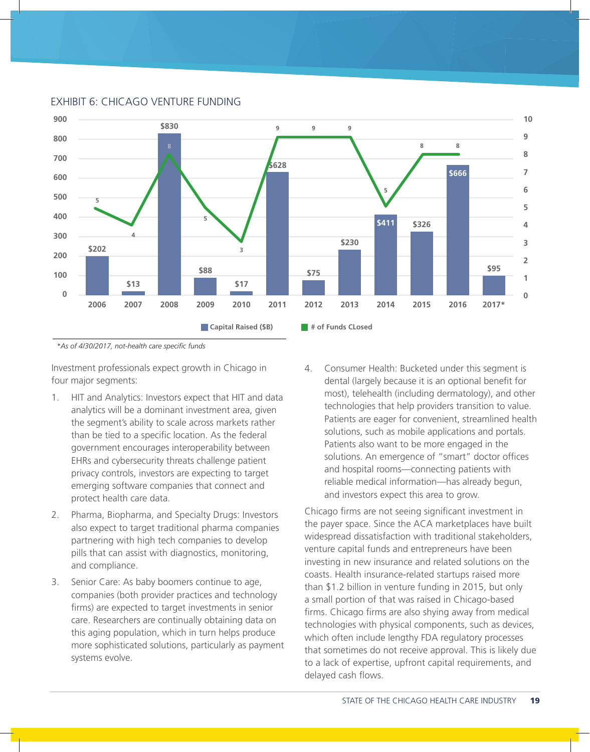## EXHIBIT 6: CHICAGO VENTURE FUNDING

| Year | Capital Raised ($B) | # of Funds CLosed |
|---|---|---|
| 2006 | $202 | 5 |
| 2007 | $13 | 4 |
| 2008 | $830 | 8 |
| 2009 | $88 | 5 |
| 2010 | $17 | 3 |
| 2011 | $628 | 9 |
| 2012 | $75 | 9 |
| 2013 | $230 | 9 |
| 2014 | $411 | 5 |
| 2015 | $326 | 8 |
| 2016 | $666 | 8 |
| 2017* | $95 | |

*As of 4/30/2017, not-health care specific funds*

Investment professionals expect growth in Chicago in four major segments:

1. HIT and Analytics: Investors expect that HIT and data analytics will be a dominant investment area, given the segment's ability to scale across markets rather than be tied to a specific location. As the federal government encourages interoperability between EHRs and cybersecurity threats challenge patient privacy controls, investors are expecting to target emerging software companies that connect and protect health care data.
2. Pharma, Biopharma, and Specialty Drugs: Investors also expect to target traditional pharma companies partnering with high tech companies to develop pills that can assist with diagnostics, monitoring, and compliance.
3. Senior Care: As baby boomers continue to age, companies (both provider practices and technology firms) are expected to target investments in senior care. Researchers are continually obtaining data on this aging population, which in turn helps produce more sophisticated solutions, particularly as payment systems evolve.
4. Consumer Health: Bucketed under this segment is dental (largely because it is an optional benefit for most), telehealth (including dermatology), and other technologies that help providers transition to value. Patients are eager for convenient, streamlined health solutions, such as mobile applications and portals. Patients also want to be more engaged in the solutions. An emergence of "smart" doctor offices and hospital rooms—connecting patients with reliable medical information—has already begun, and investors expect this area to grow.

Chicago firms are not seeing significant investment in the payer space. Since the ACA marketplaces have built widespread dissatisfaction with traditional stakeholders, venture capital funds and entrepreneurs have been investing in new insurance and related solutions on the coasts. Health insurance-related startups raised more than $1.2 billion in venture funding in 2015, but only a small portion of that was raised in Chicago-based firms. Chicago firms are also shying away from medical technologies with physical components, such as devices, which often include lengthy FDA regulatory processes that sometimes do not receive approval. This is likely due to a lack of expertise, upfront capital requirements, and delayed cash flows.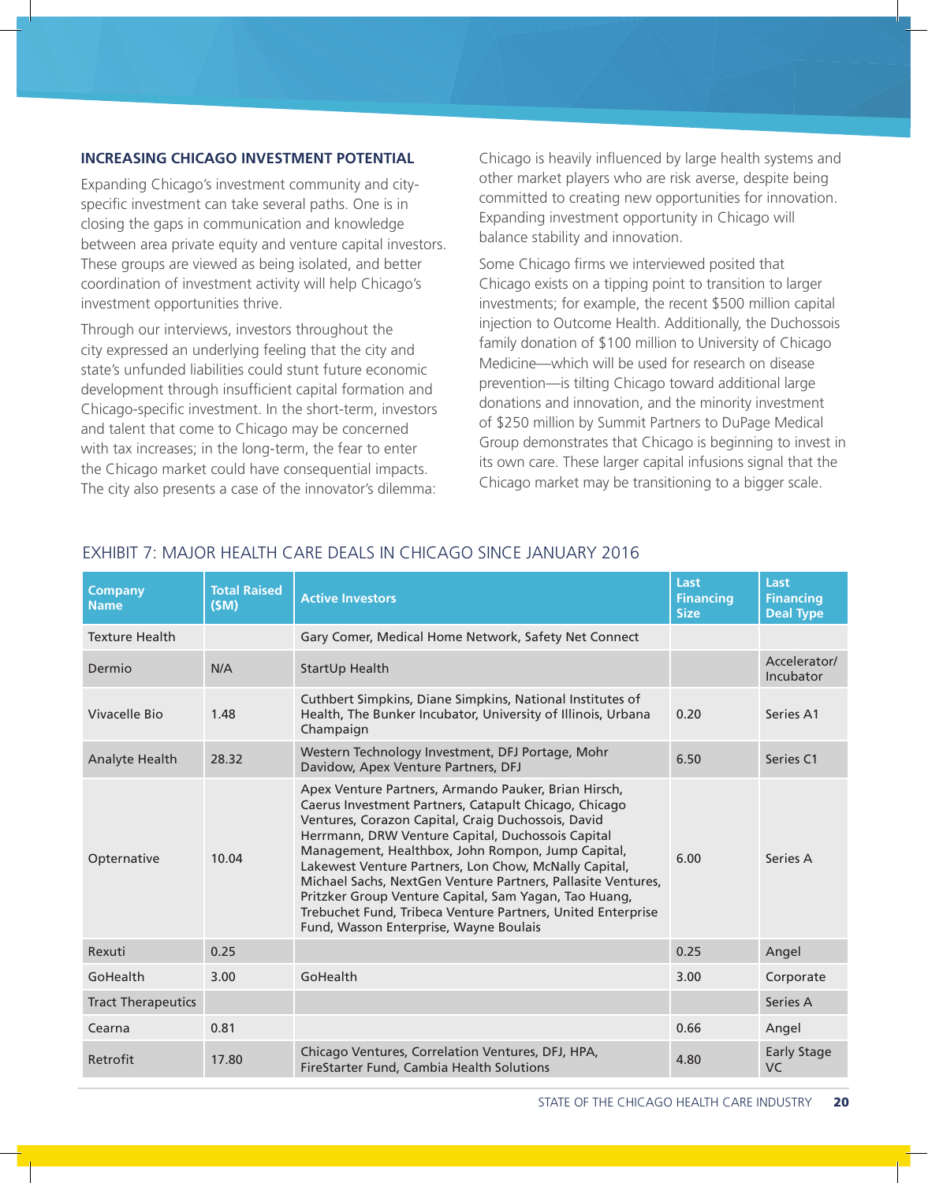## INCREASING CHICAGO INVESTMENT POTENTIAL

Expanding Chicago's investment community and city-specific investment can take several paths. One is in closing the gaps in communication and knowledge between area private equity and venture capital investors. These groups are viewed as being isolated, and better coordination of investment activity will help Chicago's investment opportunities thrive.

Through our interviews, investors throughout the city expressed an underlying feeling that the city and state's unfunded liabilities could stunt future economic development through insufficient capital formation and Chicago-specific investment. In the short-term, investors and talent that come to Chicago may be concerned with tax increases; in the long-term, the fear to enter the Chicago market could have consequential impacts. The city also presents a case of the innovator's dilemma: Chicago is heavily influenced by large health systems and other market players who are risk averse, despite being committed to creating new opportunities for innovation. Expanding investment opportunity in Chicago will balance stability and innovation.

Some Chicago firms we interviewed posited that Chicago exists on a tipping point to transition to larger investments; for example, the recent $500 million capital injection to Outcome Health. Additionally, the Duchossois family donation of $100 million to University of Chicago Medicine—which will be used for research on disease prevention—is tilting Chicago toward additional large donations and innovation, and the minority investment of $250 million by Summit Partners to DuPage Medical Group demonstrates that Chicago is beginning to invest in its own care. These larger capital infusions signal that the Chicago market may be transitioning to a bigger scale.

### EXHIBIT 7: MAJOR HEALTH CARE DEALS IN CHICAGO SINCE JANUARY 2016

| Company Name | Total Raised ($M) | Active Investors | Last Financing Size | Last Financing Deal Type |
|---|---|---|---|---|
| Texture Health | | Gary Comer, Medical Home Network, Safety Net Connect | | |
| Dermio | N/A | StartUp Health | | Accelerator/ Incubator |
| Vivacelle Bio | 1.48 | Cuthbert Simpkins, Diane Simpkins, National Institutes of Health, The Bunker Incubator, University of Illinois, Urbana Champaign | 0.20 | Series A1 |
| Analyte Health | 28.32 | Western Technology Investment, DFJ Portage, Mohr Davidow, Apex Venture Partners, DFJ | 6.50 | Series C1 |
| Opternative | 10.04 | Apex Venture Partners, Armando Pauker, Brian Hirsch, Caerus Investment Partners, Catapult Chicago, Chicago Ventures, Corazon Capital, Craig Duchossois, David Herrmann, DRW Venture Capital, Duchossois Capital Management, Healthbox, John Rompon, Jump Capital, Lakewest Venture Partners, Lon Chow, McNally Capital, Michael Sachs, NextGen Venture Partners, Pallasite Ventures, Pritzker Group Venture Capital, Sam Yagan, Tao Huang, Trebuchet Fund, Tribeca Venture Partners, United Enterprise Fund, Wasson Enterprise, Wayne Boulais | 6.00 | Series A |
| Rexuti | 0.25 | | 0.25 | Angel |
| GoHealth | 3.00 | GoHealth | 3.00 | Corporate |
| Tract Therapeutics | | | | Series A |
| Cearna | 0.81 | | 0.66 | Angel |
| Retrofit | 17.80 | Chicago Ventures, Correlation Ventures, DFJ, HPA, FireStarter Fund, Cambia Health Solutions | 4.80 | Early Stage VC |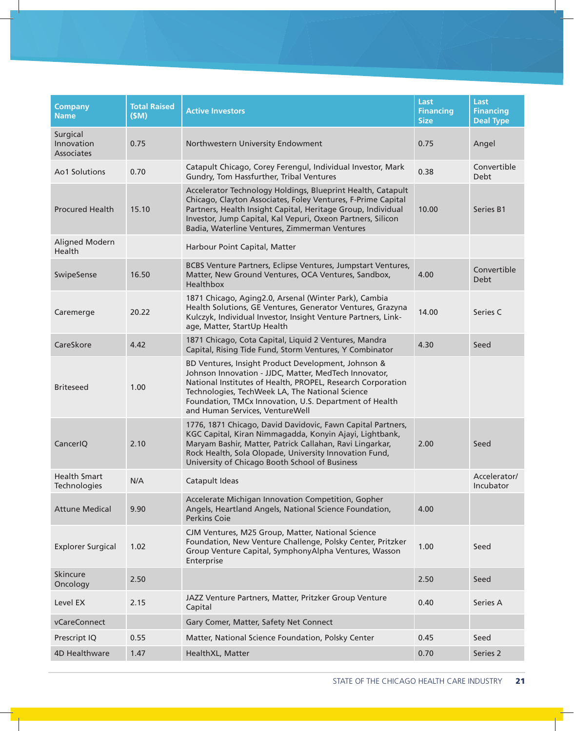| Company Name | Total Raised ($M) | Active Investors | Last Financing Size | Last Financing Deal Type |
|---|---|---|---|---|
| Surgical Innovation Associates | 0.75 | Northwestern University Endowment | 0.75 | Angel |
| Ao1 Solutions | 0.70 | Catapult Chicago, Corey Ferengul, Individual Investor, Mark Gundry, Tom Hassfurther, Tribal Ventures | 0.38 | Convertible Debt |
| Procured Health | 15.10 | Accelerator Technology Holdings, Blueprint Health, Catapult Chicago, Clayton Associates, Foley Ventures, F-Prime Capital Partners, Health Insight Capital, Heritage Group, Individual Investor, Jump Capital, Kal Vepuri, Oxeon Partners, Silicon Badia, Waterline Ventures, Zimmerman Ventures | 10.00 | Series B1 |
| Aligned Modern Health | | Harbour Point Capital, Matter | | |
| SwipeSense | 16.50 | BCBS Venture Partners, Eclipse Ventures, Jumpstart Ventures, Matter, New Ground Ventures, OCA Ventures, Sandbox, Healthbox | 4.00 | Convertible Debt |
| Caremerge | 20.22 | 1871 Chicago, Aging2.0, Arsenal (Winter Park), Cambia Health Solutions, GE Ventures, Generator Ventures, Grazyna Kulczyk, Individual Investor, Insight Venture Partners, Link-age, Matter, StartUp Health | 14.00 | Series C |
| CareSkore | 4.42 | 1871 Chicago, Cota Capital, Liquid 2 Ventures, Mandra Capital, Rising Tide Fund, Storm Ventures, Y Combinator | 4.30 | Seed |
| Briteseed | 1.00 | BD Ventures, Insight Product Development, Johnson & Johnson Innovation - JJDC, Matter, MedTech Innovator, National Institutes of Health, PROPEL, Research Corporation Technologies, TechWeek LA, The National Science Foundation, TMCx Innovation, U.S. Department of Health and Human Services, VentureWell | | |
| CancerIQ | 2.10 | 1776, 1871 Chicago, David Davidovic, Fawn Capital Partners, KGC Capital, Kiran Nimmagadda, Konyin Ajayi, Lightbank, Maryam Bashir, Matter, Patrick Callahan, Ravi Lingarkar, Rock Health, Sola Olopade, University Innovation Fund, University of Chicago Booth School of Business | 2.00 | Seed |
| Health Smart Technologies | N/A | Catapult Ideas | | Accelerator/ Incubator |
| Attune Medical | 9.90 | Accelerate Michigan Innovation Competition, Gopher Angels, Heartland Angels, National Science Foundation, Perkins Coie | 4.00 | |
| Explorer Surgical | 1.02 | CJM Ventures, M25 Group, Matter, National Science Foundation, New Venture Challenge, Polsky Center, Pritzker Group Venture Capital, SymphonyAlpha Ventures, Wasson Enterprise | 1.00 | Seed |
| Skincure Oncology | 2.50 | | 2.50 | Seed |
| Level EX | 2.15 | JAZZ Venture Partners, Matter, Pritzker Group Venture Capital | 0.40 | Series A |
| vCareConnect | | Gary Comer, Matter, Safety Net Connect | | |
| Prescript IQ | 0.55 | Matter, National Science Foundation, Polsky Center | 0.45 | Seed |
| 4D Healthware | 1.47 | HealthXL, Matter | 0.70 | Series 2 |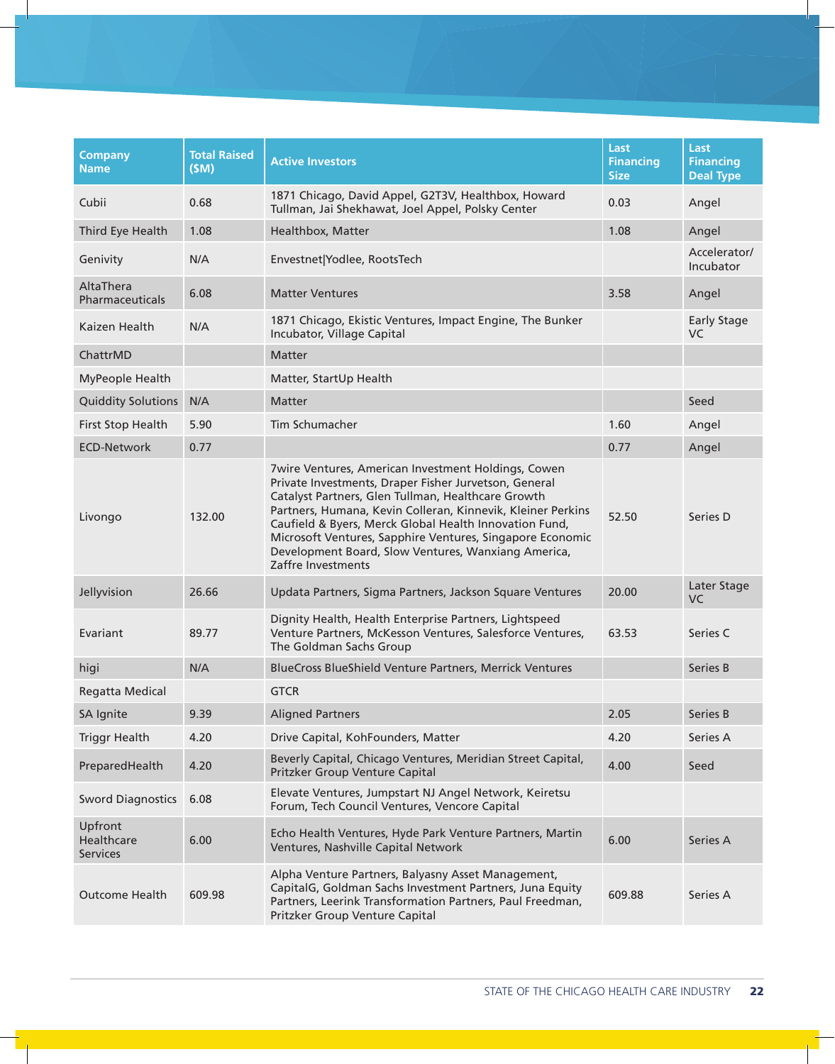| Company Name | Total Raised ($M) | Active Investors | Last Financing Size | Last Financing Deal Type |
|---|---|---|---|---|
| Cubii | 0.68 | 1871 Chicago, David Appel, G2T3V, Healthbox, Howard Tullman, Jai Shekhawat, Joel Appel, Polsky Center | 0.03 | Angel |
| Third Eye Health | 1.08 | Healthbox, Matter | 1.08 | Angel |
| Genivity | N/A | Envestnet\|Yodlee, RootsTech | | Accelerator/ Incubator |
| AltaThera Pharmaceuticals | 6.08 | Matter Ventures | 3.58 | Angel |
| Kaizen Health | N/A | 1871 Chicago, Ekistic Ventures, Impact Engine, The Bunker Incubator, Village Capital | | Early Stage VC |
| ChattrMD | | Matter | | |
| MyPeople Health | | Matter, StartUp Health | | |
| Quiddity Solutions | N/A | Matter | | Seed |
| First Stop Health | 5.90 | Tim Schumacher | 1.60 | Angel |
| ECD-Network | 0.77 | | 0.77 | Angel |
| Livongo | 132.00 | 7wire Ventures, American Investment Holdings, Cowen Private Investments, Draper Fisher Jurvetson, General Catalyst Partners, Glen Tullman, Healthcare Growth Partners, Humana, Kevin Colleran, Kinnevik, Kleiner Perkins Caufield & Byers, Merck Global Health Innovation Fund, Microsoft Ventures, Sapphire Ventures, Singapore Economic Development Board, Slow Ventures, Wanxiang America, Zaffre Investments | 52.50 | Series D |
| Jellyvision | 26.66 | Updata Partners, Sigma Partners, Jackson Square Ventures | 20.00 | Later Stage VC |
| Evariant | 89.77 | Dignity Health, Health Enterprise Partners, Lightspeed Venture Partners, McKesson Ventures, Salesforce Ventures, The Goldman Sachs Group | 63.53 | Series C |
| higi | N/A | BlueCross BlueShield Venture Partners, Merrick Ventures | | Series B |
| Regatta Medical | | GTCR | | |
| SA Ignite | 9.39 | Aligned Partners | 2.05 | Series B |
| Triggr Health | 4.20 | Drive Capital, KohFounders, Matter | 4.20 | Series A |
| PreparedHealth | 4.20 | Beverly Capital, Chicago Ventures, Meridian Street Capital, Pritzker Group Venture Capital | 4.00 | Seed |
| Sword Diagnostics | 6.08 | Elevate Ventures, Jumpstart NJ Angel Network, Keiretsu Forum, Tech Council Ventures, Vencore Capital | | |
| Upfront Healthcare Services | 6.00 | Echo Health Ventures, Hyde Park Venture Partners, Martin Ventures, Nashville Capital Network | 6.00 | Series A |
| Outcome Health | 609.98 | Alpha Venture Partners, Balyasny Asset Management, CapitalG, Goldman Sachs Investment Partners, Juna Equity Partners, Leerink Transformation Partners, Paul Freedman, Pritzker Group Venture Capital | 609.88 | Series A |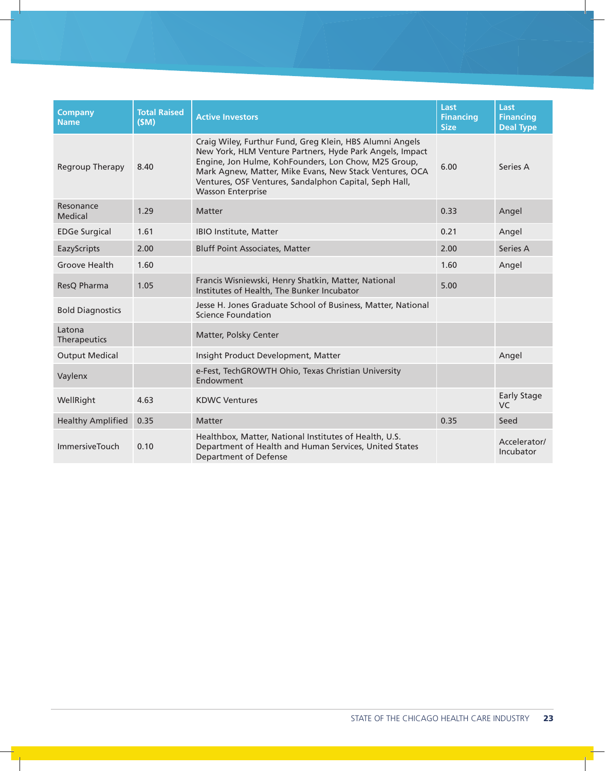| Company Name | Total Raised ($M) | Active Investors | Last Financing Size | Last Financing Deal Type |
|---|---|---|---|---|
| Regroup Therapy | 8.40 | Craig Wiley, Furthur Fund, Greg Klein, HBS Alumni Angels New York, HLM Venture Partners, Hyde Park Angels, Impact Engine, Jon Hulme, KohFounders, Lon Chow, M25 Group, Mark Agnew, Matter, Mike Evans, New Stack Ventures, OCA Ventures, OSF Ventures, Sandalphon Capital, Seph Hall, Wasson Enterprise | 6.00 | Series A |
| Resonance Medical | 1.29 | Matter | 0.33 | Angel |
| EDGe Surgical | 1.61 | IBIO Institute, Matter | 0.21 | Angel |
| EazyScripts | 2.00 | Bluff Point Associates, Matter | 2.00 | Series A |
| Groove Health | 1.60 | | 1.60 | Angel |
| ResQ Pharma | 1.05 | Francis Wisniewski, Henry Shatkin, Matter, National Institutes of Health, The Bunker Incubator | 5.00 | |
| Bold Diagnostics | | Jesse H. Jones Graduate School of Business, Matter, National Science Foundation | | |
| Latona Therapeutics | | Matter, Polsky Center | | |
| Output Medical | | Insight Product Development, Matter | | Angel |
| Vaylenx | | e-Fest, TechGROWTH Ohio, Texas Christian University Endowment | | |
| WellRight | 4.63 | KDWC Ventures | | Early Stage VC |
| Healthy Amplified | 0.35 | Matter | 0.35 | Seed |
| ImmersiveTouch | 0.10 | Healthbox, Matter, National Institutes of Health, U.S. Department of Health and Human Services, United States Department of Defense | | Accelerator/ Incubator |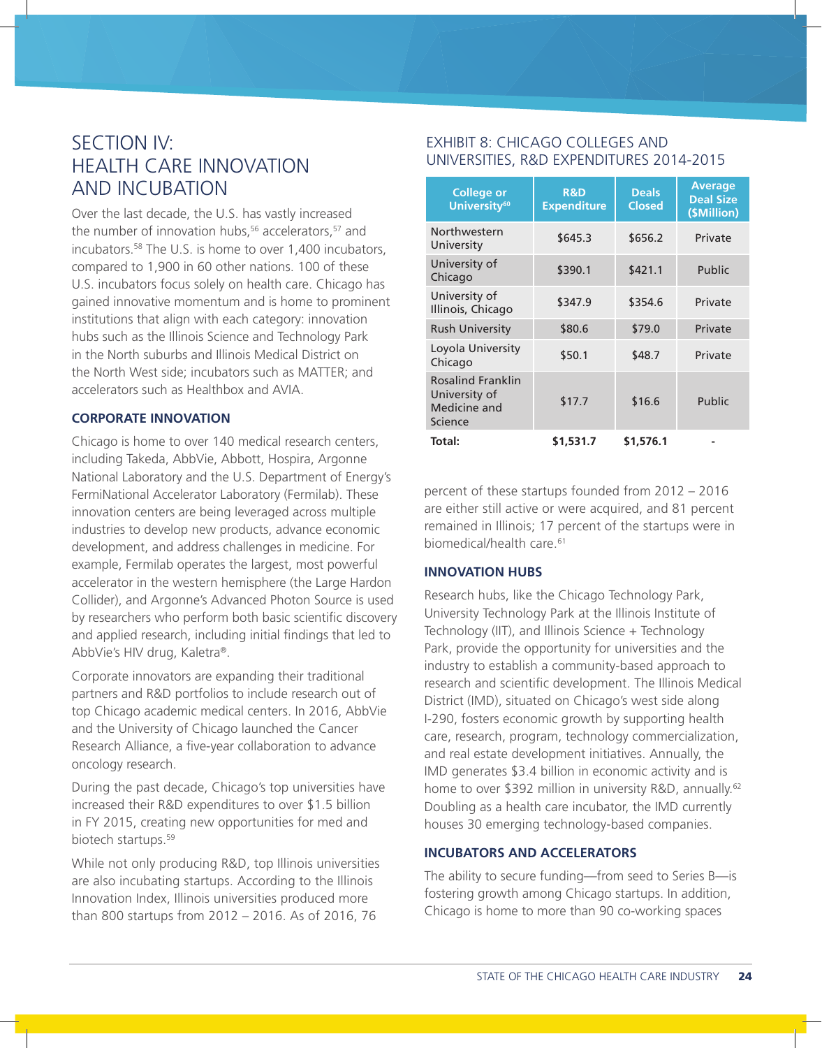# SECTION IV: HEALTH CARE INNOVATION AND INCUBATION

Over the last decade, the U.S. has vastly increased the number of innovation hubs,[56] accelerators,[57] and incubators.[58] The U.S. is home to over 1,400 incubators, compared to 1,900 in 60 other nations. 100 of these U.S. incubators focus solely on health care. Chicago has gained innovative momentum and is home to prominent institutions that align with each category: innovation hubs such as the Illinois Science and Technology Park in the North suburbs and Illinois Medical District on the North West side; incubators such as MATTER; and accelerators such as Healthbox and AVIA.

### CORPORATE INNOVATION

Chicago is home to over 140 medical research centers, including Takeda, AbbVie, Abbott, Hospira, Argonne National Laboratory and the U.S. Department of Energy's FermiNational Accelerator Laboratory (Fermilab). These innovation centers are being leveraged across multiple industries to develop new products, advance economic development, and address challenges in medicine. For example, Fermilab operates the largest, most powerful accelerator in the western hemisphere (the Large Hardon Collider), and Argonne's Advanced Photon Source is used by researchers who perform both basic scientific discovery and applied research, including initial findings that led to AbbVie's HIV drug, Kaletra®.

Corporate innovators are expanding their traditional partners and R&D portfolios to include research out of top Chicago academic medical centers. In 2016, AbbVie and the University of Chicago launched the Cancer Research Alliance, a five-year collaboration to advance oncology research.

During the past decade, Chicago's top universities have increased their R&D expenditures to over $1.5 billion in FY 2015, creating new opportunities for med and biotech startups.[59]

While not only producing R&D, top Illinois universities are also incubating startups. According to the Illinois Innovation Index, Illinois universities produced more than 800 startups from 2012 – 2016. As of 2016, 76 percent of these startups founded from 2012 – 2016 are either still active or were acquired, and 81 percent remained in Illinois; 17 percent of the startups were in biomedical/health care.[61]

## EXHIBIT 8: CHICAGO COLLEGES AND UNIVERSITIES, R&D EXPENDITURES 2014-2015

| College or University[60] | R&D Expenditure | Deals Closed | Average Deal Size ($Million) |
|---|---|---|---|
| Northwestern University | $645.3 | $656.2 | Private |
| University of Chicago | $390.1 | $421.1 | Public |
| University of Illinois, Chicago | $347.9 | $354.6 | Private |
| Rush University | $80.6 | $79.0 | Private |
| Loyola University Chicago | $50.1 | $48.7 | Private |
| Rosalind Franklin University of Medicine and Science | $17.7 | $16.6 | Public |
| **Total:** | **$1,531.7** | **$1,576.1** | - |

### INNOVATION HUBS

Research hubs, like the Chicago Technology Park, University Technology Park at the Illinois Institute of Technology (IIT), and Illinois Science + Technology Park, provide the opportunity for universities and the industry to establish a community-based approach to research and scientific development. The Illinois Medical District (IMD), situated on Chicago's west side along I-290, fosters economic growth by supporting health care, research, program, technology commercialization, and real estate development initiatives. Annually, the IMD generates $3.4 billion in economic activity and is home to over $392 million in university R&D, annually.[62] Doubling as a health care incubator, the IMD currently houses 30 emerging technology-based companies.

### INCUBATORS AND ACCELERATORS

The ability to secure funding—from seed to Series B—is fostering growth among Chicago startups. In addition, Chicago is home to more than 90 co-working spaces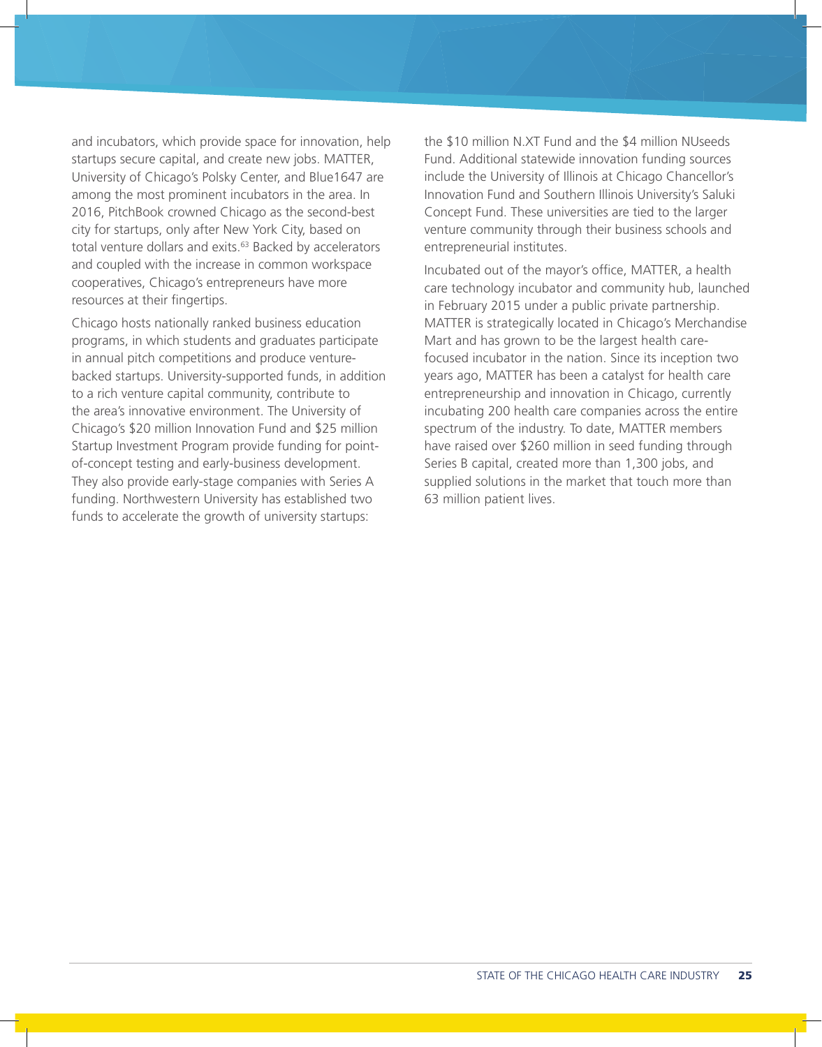and incubators, which provide space for innovation, help startups secure capital, and create new jobs. MATTER, University of Chicago's Polsky Center, and Blue1647 are among the most prominent incubators in the area. In 2016, PitchBook crowned Chicago as the second-best city for startups, only after New York City, based on total venture dollars and exits.[63] Backed by accelerators and coupled with the increase in common workspace cooperatives, Chicago's entrepreneurs have more resources at their fingertips.

Chicago hosts nationally ranked business education programs, in which students and graduates participate in annual pitch competitions and produce venture-backed startups. University-supported funds, in addition to a rich venture capital community, contribute to the area's innovative environment. The University of Chicago's $20 million Innovation Fund and $25 million Startup Investment Program provide funding for point-of-concept testing and early-business development. They also provide early-stage companies with Series A funding. Northwestern University has established two funds to accelerate the growth of university startups: the $10 million N.XT Fund and the $4 million NUseeds Fund. Additional statewide innovation funding sources include the University of Illinois at Chicago Chancellor's Innovation Fund and Southern Illinois University's Saluki Concept Fund. These universities are tied to the larger venture community through their business schools and entrepreneurial institutes.

Incubated out of the mayor's office, MATTER, a health care technology incubator and community hub, launched in February 2015 under a public private partnership. MATTER is strategically located in Chicago's Merchandise Mart and has grown to be the largest health care-focused incubator in the nation. Since its inception two years ago, MATTER has been a catalyst for health care entrepreneurship and innovation in Chicago, currently incubating 200 health care companies across the entire spectrum of the industry. To date, MATTER members have raised over $260 million in seed funding through Series B capital, created more than 1,300 jobs, and supplied solutions in the market that touch more than 63 million patient lives.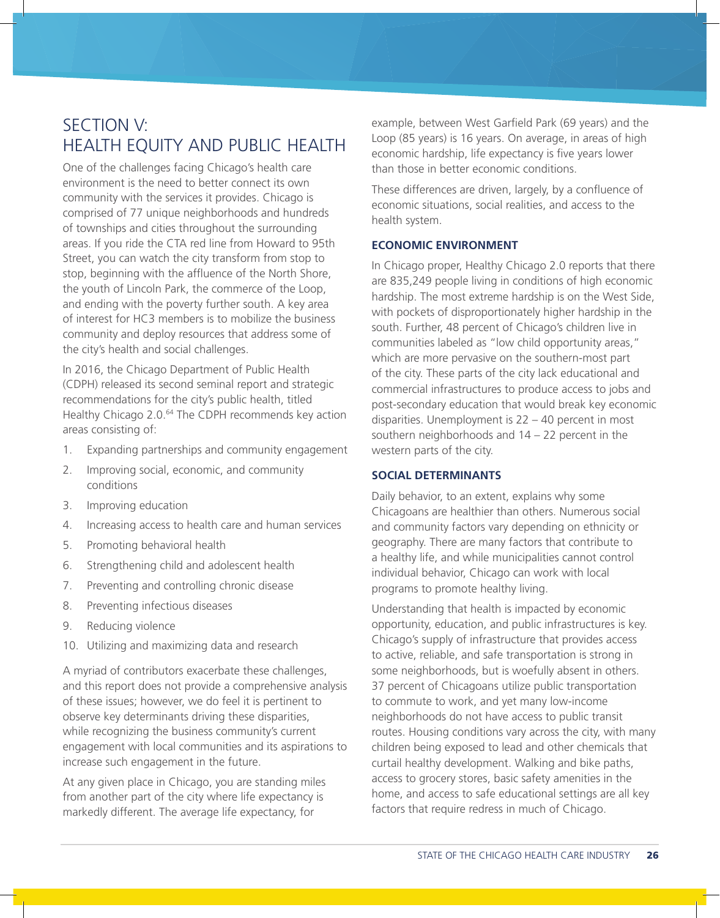# SECTION V: HEALTH EQUITY AND PUBLIC HEALTH

One of the challenges facing Chicago's health care environment is the need to better connect its own community with the services it provides. Chicago is comprised of 77 unique neighborhoods and hundreds of townships and cities throughout the surrounding areas. If you ride the CTA red line from Howard to 95th Street, you can watch the city transform from stop to stop, beginning with the affluence of the North Shore, the youth of Lincoln Park, the commerce of the Loop, and ending with the poverty further south. A key area of interest for HC3 members is to mobilize the business community and deploy resources that address some of the city's health and social challenges.

In 2016, the Chicago Department of Public Health (CDPH) released its second seminal report and strategic recommendations for the city's public health, titled Healthy Chicago 2.0.[64] The CDPH recommends key action areas consisting of:

1. Expanding partnerships and community engagement
2. Improving social, economic, and community conditions
3. Improving education
4. Increasing access to health care and human services
5. Promoting behavioral health
6. Strengthening child and adolescent health
7. Preventing and controlling chronic disease
8. Preventing infectious diseases
9. Reducing violence
10. Utilizing and maximizing data and research

A myriad of contributors exacerbate these challenges, and this report does not provide a comprehensive analysis of these issues; however, we do feel it is pertinent to observe key determinants driving these disparities, while recognizing the business community's current engagement with local communities and its aspirations to increase such engagement in the future.

At any given place in Chicago, you are standing miles from another part of the city where life expectancy is markedly different. The average life expectancy, for example, between West Garfield Park (69 years) and the Loop (85 years) is 16 years. On average, in areas of high economic hardship, life expectancy is five years lower than those in better economic conditions.

These differences are driven, largely, by a confluence of economic situations, social realities, and access to the health system.

### ECONOMIC ENVIRONMENT

In Chicago proper, Healthy Chicago 2.0 reports that there are 835,249 people living in conditions of high economic hardship. The most extreme hardship is on the West Side, with pockets of disproportionately higher hardship in the south. Further, 48 percent of Chicago's children live in communities labeled as "low child opportunity areas," which are more pervasive on the southern-most part of the city. These parts of the city lack educational and commercial infrastructures to produce access to jobs and post-secondary education that would break key economic disparities. Unemployment is 22 – 40 percent in most southern neighborhoods and 14 – 22 percent in the western parts of the city.

### SOCIAL DETERMINANTS

Daily behavior, to an extent, explains why some Chicagoans are healthier than others. Numerous social and community factors vary depending on ethnicity or geography. There are many factors that contribute to a healthy life, and while municipalities cannot control individual behavior, Chicago can work with local programs to promote healthy living.

Understanding that health is impacted by economic opportunity, education, and public infrastructures is key. Chicago's supply of infrastructure that provides access to active, reliable, and safe transportation is strong in some neighborhoods, but is woefully absent in others. 37 percent of Chicagoans utilize public transportation to commute to work, and yet many low-income neighborhoods do not have access to public transit routes. Housing conditions vary across the city, with many children being exposed to lead and other chemicals that curtail healthy development. Walking and bike paths, access to grocery stores, basic safety amenities in the home, and access to safe educational settings are all key factors that require redress in much of Chicago.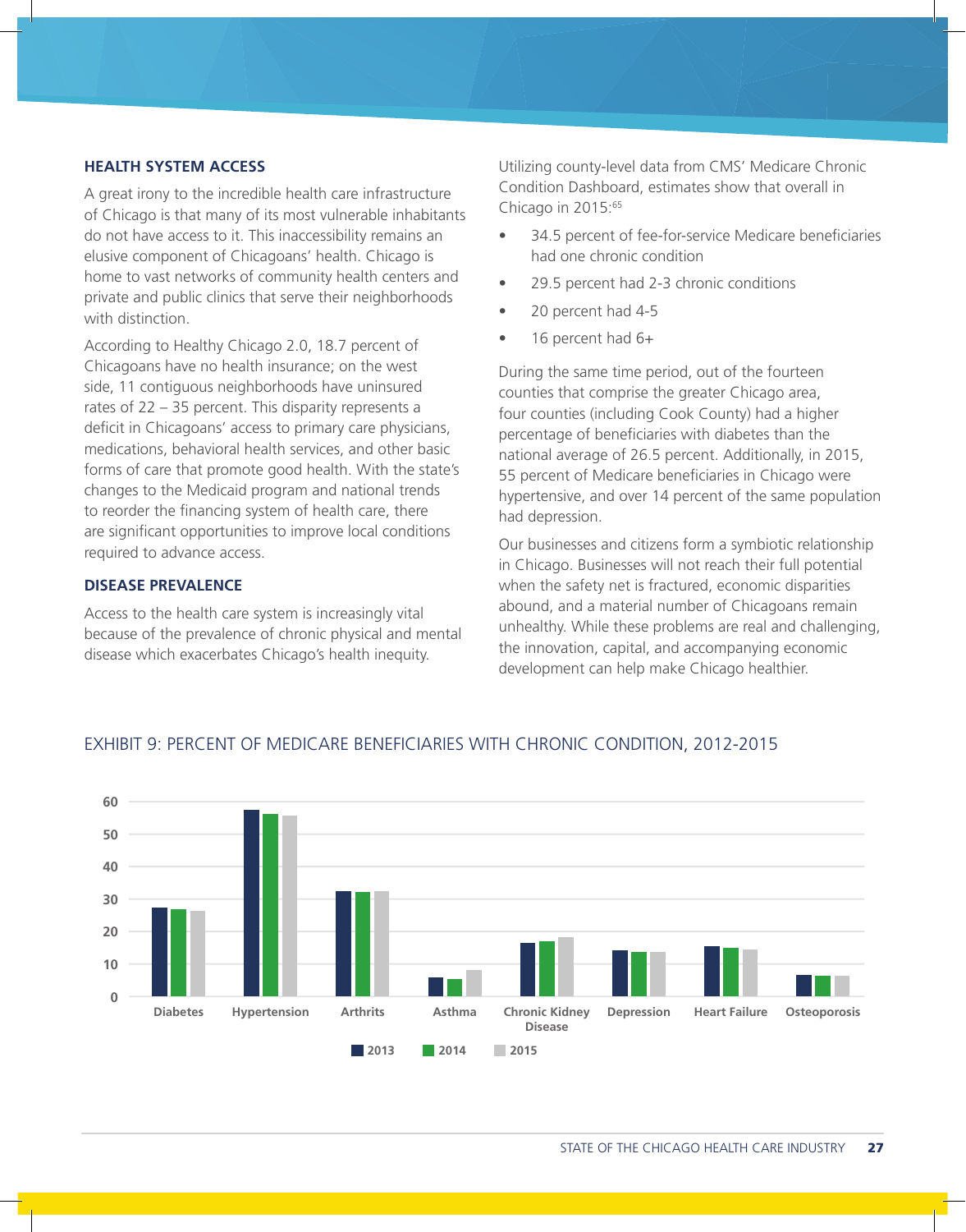## HEALTH SYSTEM ACCESS

A great irony to the incredible health care infrastructure of Chicago is that many of its most vulnerable inhabitants do not have access to it. This inaccessibility remains an elusive component of Chicagoans' health. Chicago is home to vast networks of community health centers and private and public clinics that serve their neighborhoods with distinction.

According to Healthy Chicago 2.0, 18.7 percent of Chicagoans have no health insurance; on the west side, 11 contiguous neighborhoods have uninsured rates of 22 – 35 percent. This disparity represents a deficit in Chicagoans' access to primary care physicians, medications, behavioral health services, and other basic forms of care that promote good health. With the state's changes to the Medicaid program and national trends to reorder the financing system of health care, there are significant opportunities to improve local conditions required to advance access.

## DISEASE PREVALENCE

Access to the health care system is increasingly vital because of the prevalence of chronic physical and mental disease which exacerbates Chicago's health inequity.

Utilizing county-level data from CMS' Medicare Chronic Condition Dashboard, estimates show that overall in Chicago in 2015:[65]

- 34.5 percent of fee-for-service Medicare beneficiaries had one chronic condition
- 29.5 percent had 2-3 chronic conditions
- 20 percent had 4-5
- 16 percent had 6+

During the same time period, out of the fourteen counties that comprise the greater Chicago area, four counties (including Cook County) had a higher percentage of beneficiaries with diabetes than the national average of 26.5 percent. Additionally, in 2015, 55 percent of Medicare beneficiaries in Chicago were hypertensive, and over 14 percent of the same population had depression.

Our businesses and citizens form a symbiotic relationship in Chicago. Businesses will not reach their full potential when the safety net is fractured, economic disparities abound, and a material number of Chicagoans remain unhealthy. While these problems are real and challenging, the innovation, capital, and accompanying economic development can help make Chicago healthier.

EXHIBIT 9: PERCENT OF MEDICARE BENEFICIARIES WITH CHRONIC CONDITION, 2012-2015

| Condition | 2013 | 2014 | 2015 |
|---|---|---|---|
| Diabetes | ~27.5 | ~27 | ~26.5 |
| Hypertension | ~57.5 | ~56 | ~55.5 |
| Arthrits | ~32.5 | ~32 | ~32.5 |
| Asthma | ~6 | ~5.5 | ~8 |
| Chronic Kidney Disease | ~16.5 | ~17 | ~18 |
| Depression | ~14 | ~14 | ~14 |
| Heart Failure | ~15.5 | ~15 | ~14.5 |
| Osteoporosis | ~6.5 | ~6.5 | ~6.5 |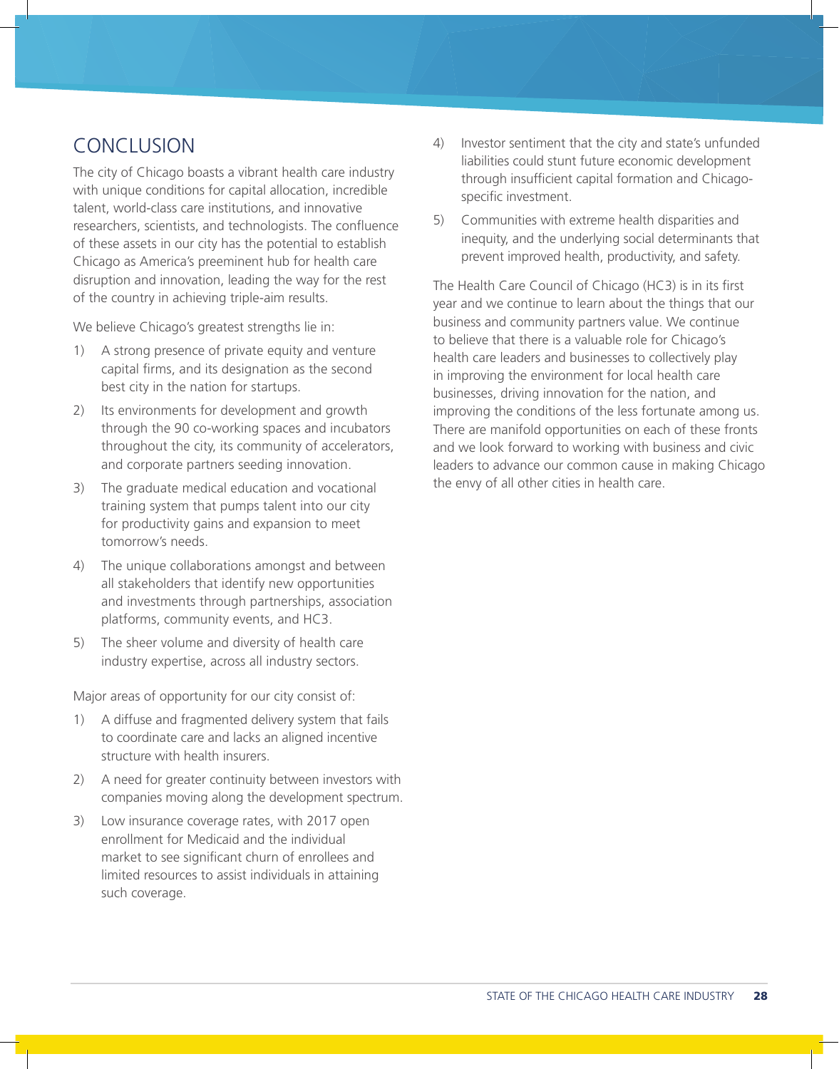## CONCLUSION

The city of Chicago boasts a vibrant health care industry with unique conditions for capital allocation, incredible talent, world-class care institutions, and innovative researchers, scientists, and technologists. The confluence of these assets in our city has the potential to establish Chicago as America's preeminent hub for health care disruption and innovation, leading the way for the rest of the country in achieving triple-aim results.

We believe Chicago's greatest strengths lie in:

1) A strong presence of private equity and venture capital firms, and its designation as the second best city in the nation for startups.
2) Its environments for development and growth through the 90 co-working spaces and incubators throughout the city, its community of accelerators, and corporate partners seeding innovation.
3) The graduate medical education and vocational training system that pumps talent into our city for productivity gains and expansion to meet tomorrow's needs.
4) The unique collaborations amongst and between all stakeholders that identify new opportunities and investments through partnerships, association platforms, community events, and HC3.
5) The sheer volume and diversity of health care industry expertise, across all industry sectors.

Major areas of opportunity for our city consist of:

1) A diffuse and fragmented delivery system that fails to coordinate care and lacks an aligned incentive structure with health insurers.
2) A need for greater continuity between investors with companies moving along the development spectrum.
3) Low insurance coverage rates, with 2017 open enrollment for Medicaid and the individual market to see significant churn of enrollees and limited resources to assist individuals in attaining such coverage.
4) Investor sentiment that the city and state's unfunded liabilities could stunt future economic development through insufficient capital formation and Chicago-specific investment.
5) Communities with extreme health disparities and inequity, and the underlying social determinants that prevent improved health, productivity, and safety.

The Health Care Council of Chicago (HC3) is in its first year and we continue to learn about the things that our business and community partners value. We continue to believe that there is a valuable role for Chicago's health care leaders and businesses to collectively play in improving the environment for local health care businesses, driving innovation for the nation, and improving the conditions of the less fortunate among us. There are manifold opportunities on each of these fronts and we look forward to working with business and civic leaders to advance our common cause in making Chicago the envy of all other cities in health care.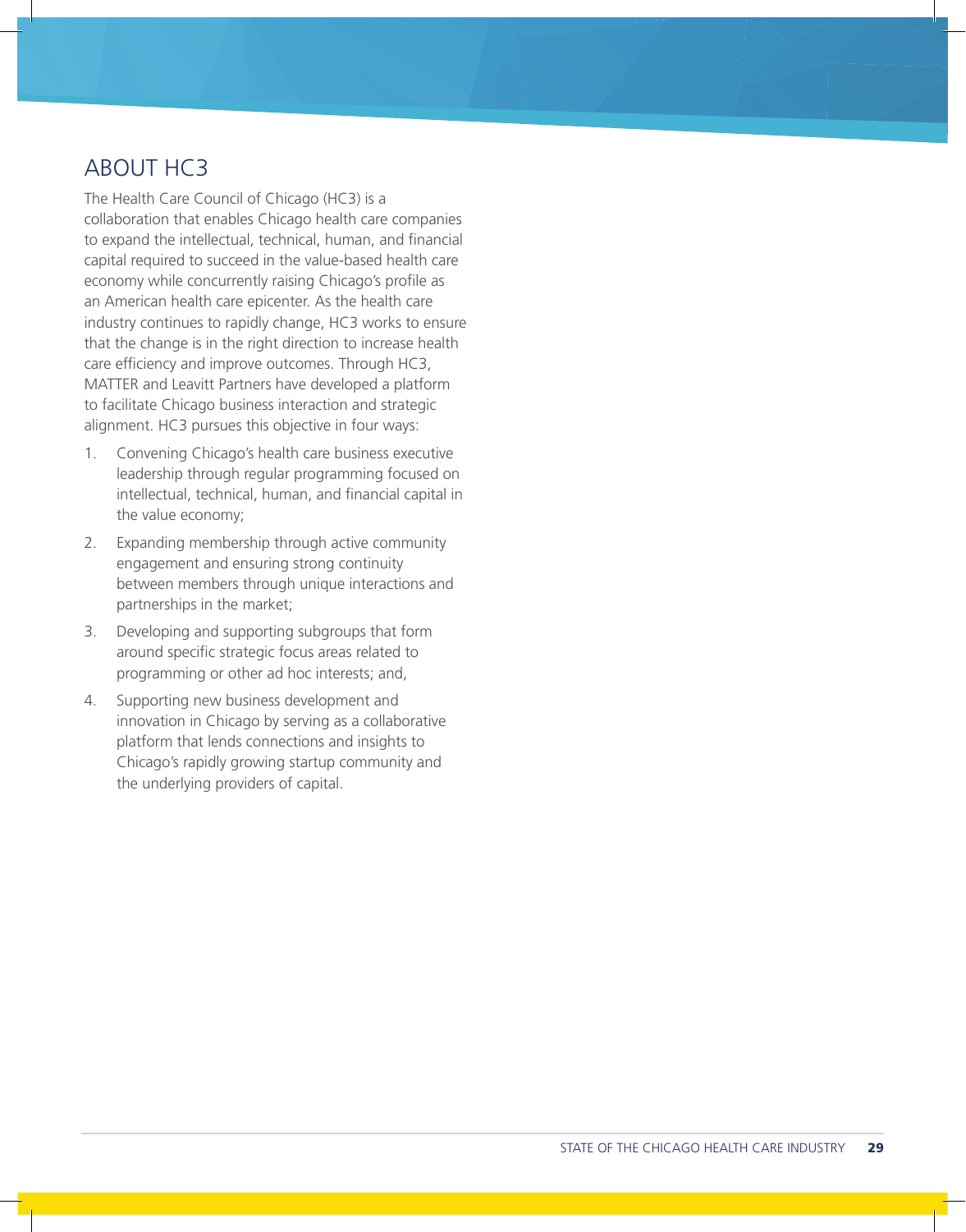## ABOUT HC3

The Health Care Council of Chicago (HC3) is a collaboration that enables Chicago health care companies to expand the intellectual, technical, human, and financial capital required to succeed in the value-based health care economy while concurrently raising Chicago's profile as an American health care epicenter. As the health care industry continues to rapidly change, HC3 works to ensure that the change is in the right direction to increase health care efficiency and improve outcomes. Through HC3, MATTER and Leavitt Partners have developed a platform to facilitate Chicago business interaction and strategic alignment. HC3 pursues this objective in four ways:

1. Convening Chicago's health care business executive leadership through regular programming focused on intellectual, technical, human, and financial capital in the value economy;
2. Expanding membership through active community engagement and ensuring strong continuity between members through unique interactions and partnerships in the market;
3. Developing and supporting subgroups that form around specific strategic focus areas related to programming or other ad hoc interests; and,
4. Supporting new business development and innovation in Chicago by serving as a collaborative platform that lends connections and insights to Chicago's rapidly growing startup community and the underlying providers of capital.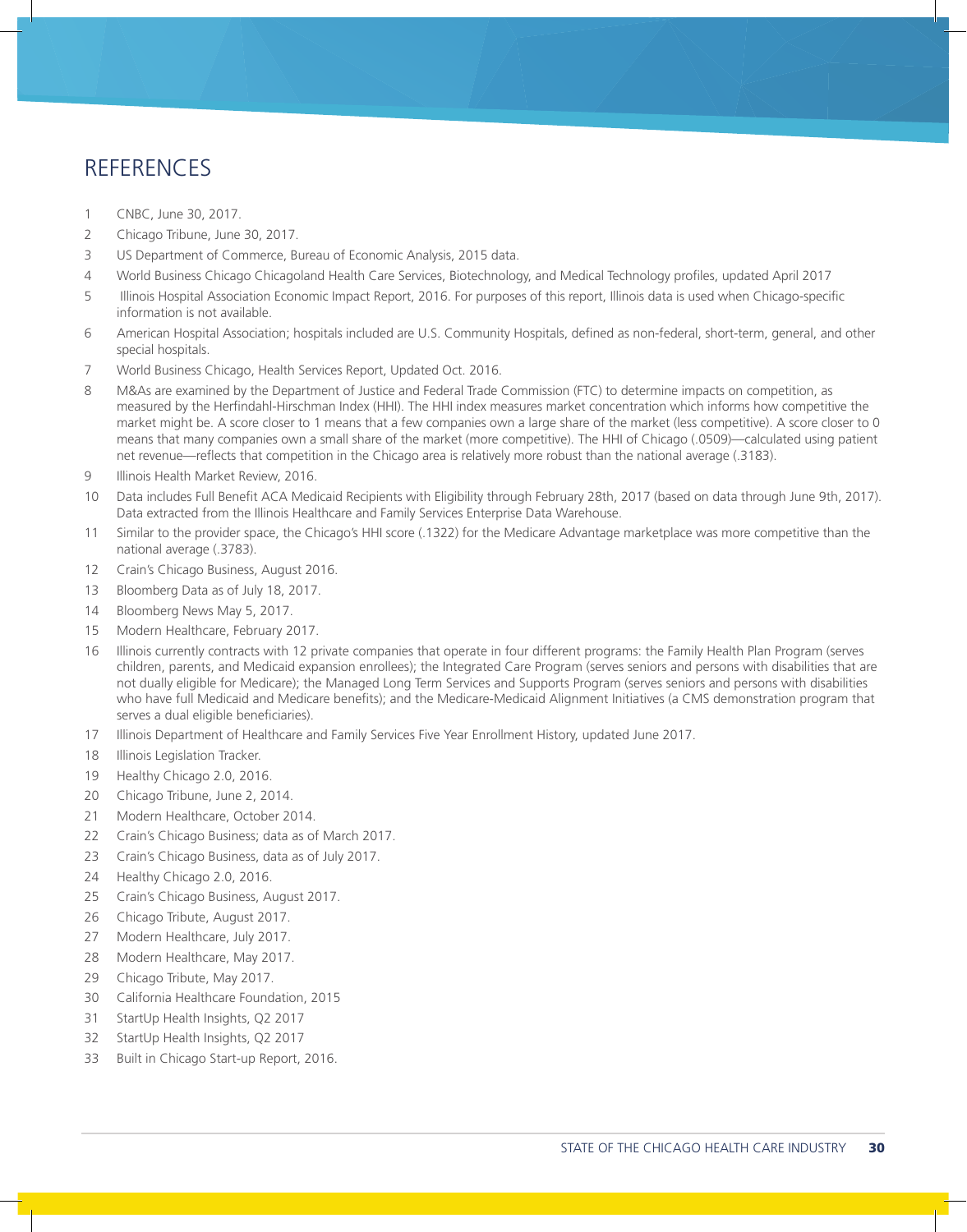# REFERENCES

1. CNBC, June 30, 2017.
2. Chicago Tribune, June 30, 2017.
3. US Department of Commerce, Bureau of Economic Analysis, 2015 data.
4. World Business Chicago Chicagoland Health Care Services, Biotechnology, and Medical Technology profiles, updated April 2017
5. Illinois Hospital Association Economic Impact Report, 2016. For purposes of this report, Illinois data is used when Chicago-specific information is not available.
6. American Hospital Association; hospitals included are U.S. Community Hospitals, defined as non-federal, short-term, general, and other special hospitals.
7. World Business Chicago, Health Services Report, Updated Oct. 2016.
8. M&As are examined by the Department of Justice and Federal Trade Commission (FTC) to determine impacts on competition, as measured by the Herfindahl-Hirschman Index (HHI). The HHI index measures market concentration which informs how competitive the market might be. A score closer to 1 means that a few companies own a large share of the market (less competitive). A score closer to 0 means that many companies own a small share of the market (more competitive). The HHI of Chicago (.0509)—calculated using patient net revenue—reflects that competition in the Chicago area is relatively more robust than the national average (.3183).
9. Illinois Health Market Review, 2016.
10. Data includes Full Benefit ACA Medicaid Recipients with Eligibility through February 28th, 2017 (based on data through June 9th, 2017). Data extracted from the Illinois Healthcare and Family Services Enterprise Data Warehouse.
11. Similar to the provider space, the Chicago's HHI score (.1322) for the Medicare Advantage marketplace was more competitive than the national average (.3783).
12. Crain's Chicago Business, August 2016.
13. Bloomberg Data as of July 18, 2017.
14. Bloomberg News May 5, 2017.
15. Modern Healthcare, February 2017.
16. Illinois currently contracts with 12 private companies that operate in four different programs: the Family Health Plan Program (serves children, parents, and Medicaid expansion enrollees); the Integrated Care Program (serves seniors and persons with disabilities that are not dually eligible for Medicare); the Managed Long Term Services and Supports Program (serves seniors and persons with disabilities who have full Medicaid and Medicare benefits); and the Medicare-Medicaid Alignment Initiatives (a CMS demonstration program that serves a dual eligible beneficiaries).
17. Illinois Department of Healthcare and Family Services Five Year Enrollment History, updated June 2017.
18. Illinois Legislation Tracker.
19. Healthy Chicago 2.0, 2016.
20. Chicago Tribune, June 2, 2014.
21. Modern Healthcare, October 2014.
22. Crain's Chicago Business; data as of March 2017.
23. Crain's Chicago Business, data as of July 2017.
24. Healthy Chicago 2.0, 2016.
25. Crain's Chicago Business, August 2017.
26. Chicago Tribute, August 2017.
27. Modern Healthcare, July 2017.
28. Modern Healthcare, May 2017.
29. Chicago Tribune, May 2017.
30. California Healthcare Foundation, 2015
31. StartUp Health Insights, Q2 2017
32. StartUp Health Insights, Q2 2017
33. Built in Chicago Start-up Report, 2016.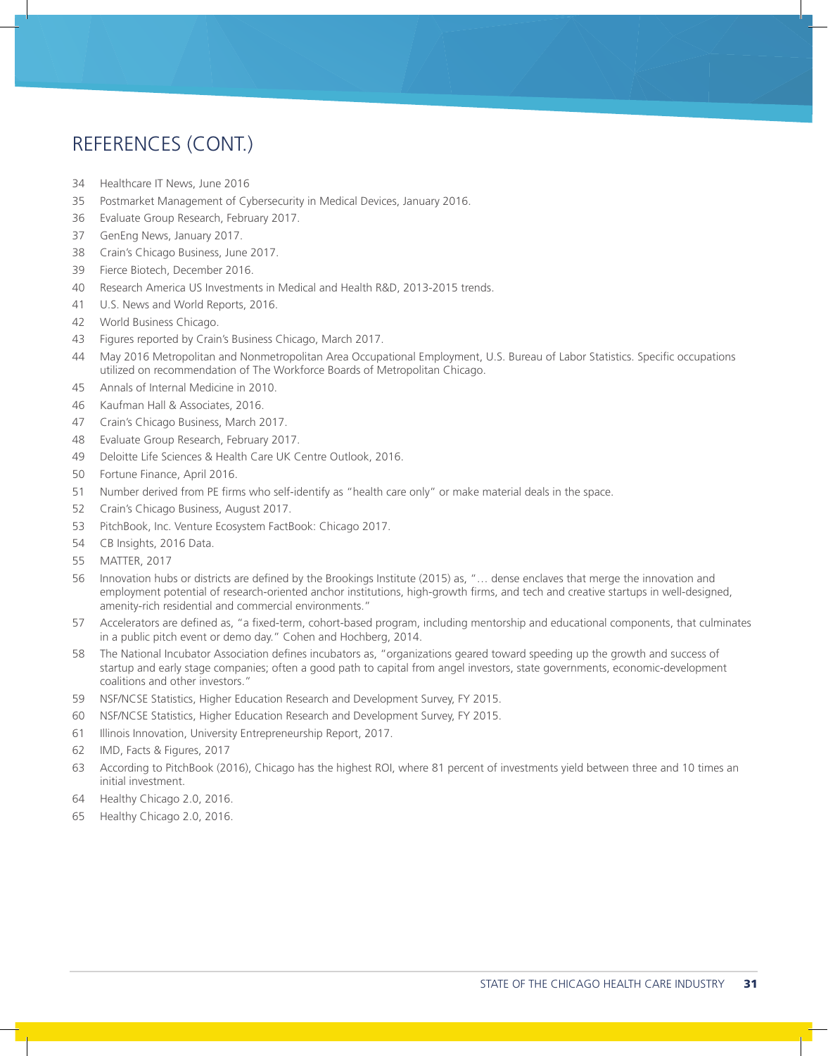## REFERENCES (CONT.)

34 Healthcare IT News, June 2016
35 Postmarket Management of Cybersecurity in Medical Devices, January 2016.
36 Evaluate Group Research, February 2017.
37 GenEng News, January 2017.
38 Crain's Chicago Business, June 2017.
39 Fierce Biotech, December 2016.
40 Research America US Investments in Medical and Health R&D, 2013-2015 trends.
41 U.S. News and World Reports, 2016.
42 World Business Chicago.
43 Figures reported by Crain's Business Chicago, March 2017.
44 May 2016 Metropolitan and Nonmetropolitan Area Occupational Employment, U.S. Bureau of Labor Statistics. Specific occupations utilized on recommendation of The Workforce Boards of Metropolitan Chicago.
45 Annals of Internal Medicine in 2010.
46 Kaufman Hall & Associates, 2016.
47 Crain's Chicago Business, March 2017.
48 Evaluate Group Research, February 2017.
49 Deloitte Life Sciences & Health Care UK Centre Outlook, 2016.
50 Fortune Finance, April 2016.
51 Number derived from PE firms who self-identify as "health care only" or make material deals in the space.
52 Crain's Chicago Business, August 2017.
53 PitchBook, Inc. Venture Ecosystem FactBook: Chicago 2017.
54 CB Insights, 2016 Data.
55 MATTER, 2017
56 Innovation hubs or districts are defined by the Brookings Institute (2015) as, "… dense enclaves that merge the innovation and employment potential of research-oriented anchor institutions, high-growth firms, and tech and creative startups in well-designed, amenity-rich residential and commercial environments."
57 Accelerators are defined as, "a fixed-term, cohort-based program, including mentorship and educational components, that culminates in a public pitch event or demo day." Cohen and Hochberg, 2014.
58 The National Incubator Association defines incubators as, "organizations geared toward speeding up the growth and success of startup and early stage companies; often a good path to capital from angel investors, state governments, economic-development coalitions and other investors."
59 NSF/NCSE Statistics, Higher Education Research and Development Survey, FY 2015.
60 NSF/NCSE Statistics, Higher Education Research and Development Survey, FY 2015.
61 Illinois Innovation, University Entrepreneurship Report, 2017.
62 IMD, Facts & Figures, 2017
63 According to PitchBook (2016), Chicago has the highest ROI, where 81 percent of investments yield between three and 10 times an initial investment.
64 Healthy Chicago 2.0, 2016.
65 Healthy Chicago 2.0, 2016.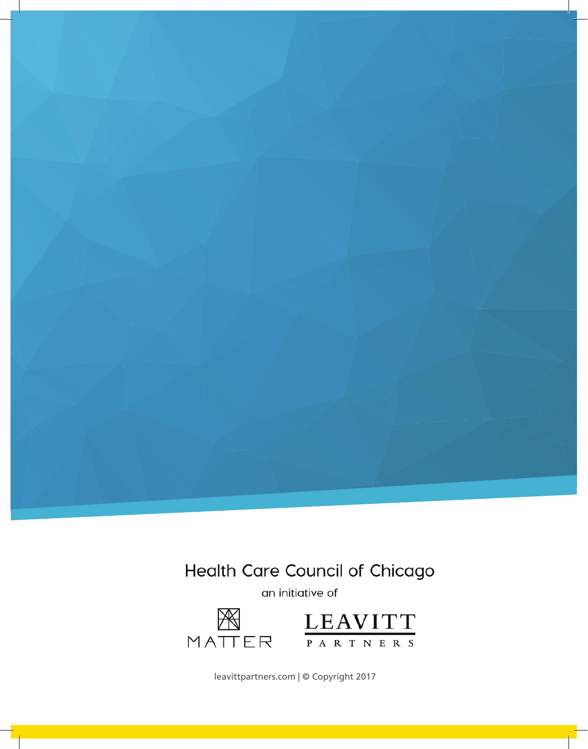Health Care Council of Chicago

an initiative of

MATTER

LEAVITT PARTNERS

leavittpartners.com | © Copyright 2017